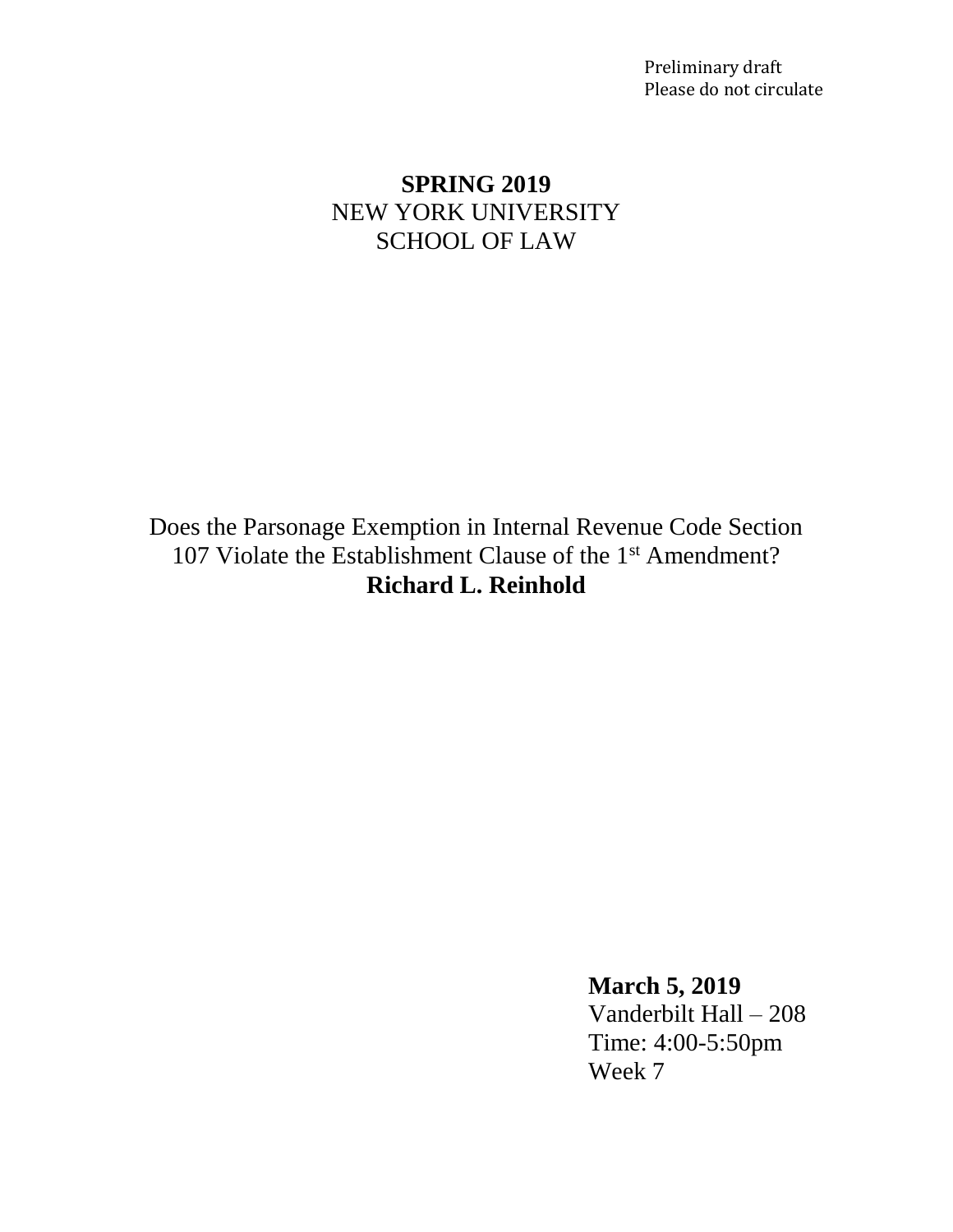Preliminary draft
Please do not circulate

**SPRING 2019**
NEW YORK UNIVERSITY
SCHOOL OF LAW

Does the Parsonage Exemption in Internal Revenue Code Section 107 Violate the Establishment Clause of the 1st Amendment?
**Richard L. Reinhold**

**March 5, 2019**
Vanderbilt Hall – 208
Time: 4:00-5:50pm
Week 7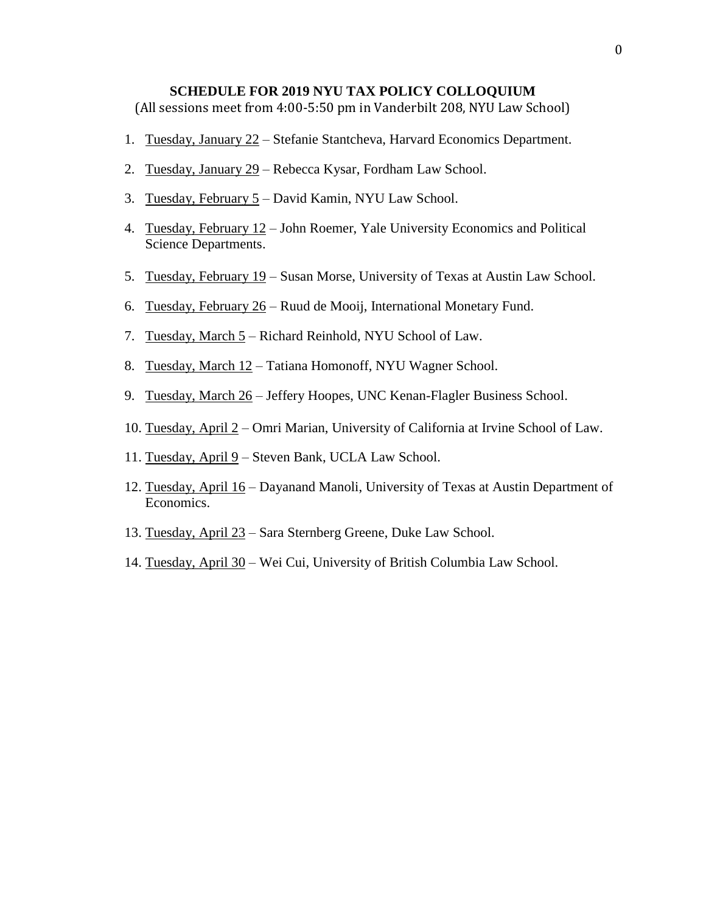**SCHEDULE FOR 2019 NYU TAX POLICY COLLOQUIUM**

(All sessions meet from 4:00-5:50 pm in Vanderbilt 208, NYU Law School)

1. Tuesday, January 22 – Stefanie Stantcheva, Harvard Economics Department.
2. Tuesday, January 29 – Rebecca Kysar, Fordham Law School.
3. Tuesday, February 5 – David Kamin, NYU Law School.
4. Tuesday, February 12 – John Roemer, Yale University Economics and Political Science Departments.
5. Tuesday, February 19 – Susan Morse, University of Texas at Austin Law School.
6. Tuesday, February 26 – Ruud de Mooij, International Monetary Fund.
7. Tuesday, March 5 – Richard Reinhold, NYU School of Law.
8. Tuesday, March 12 – Tatiana Homonoff, NYU Wagner School.
9. Tuesday, March 26 – Jeffery Hoopes, UNC Kenan-Flagler Business School.
10. Tuesday, April 2 – Omri Marian, University of California at Irvine School of Law.
11. Tuesday, April 9 – Steven Bank, UCLA Law School.
12. Tuesday, April 16 – Dayanand Manoli, University of Texas at Austin Department of Economics.
13. Tuesday, April 23 – Sara Sternberg Greene, Duke Law School.
14. Tuesday, April 30 – Wei Cui, University of British Columbia Law School.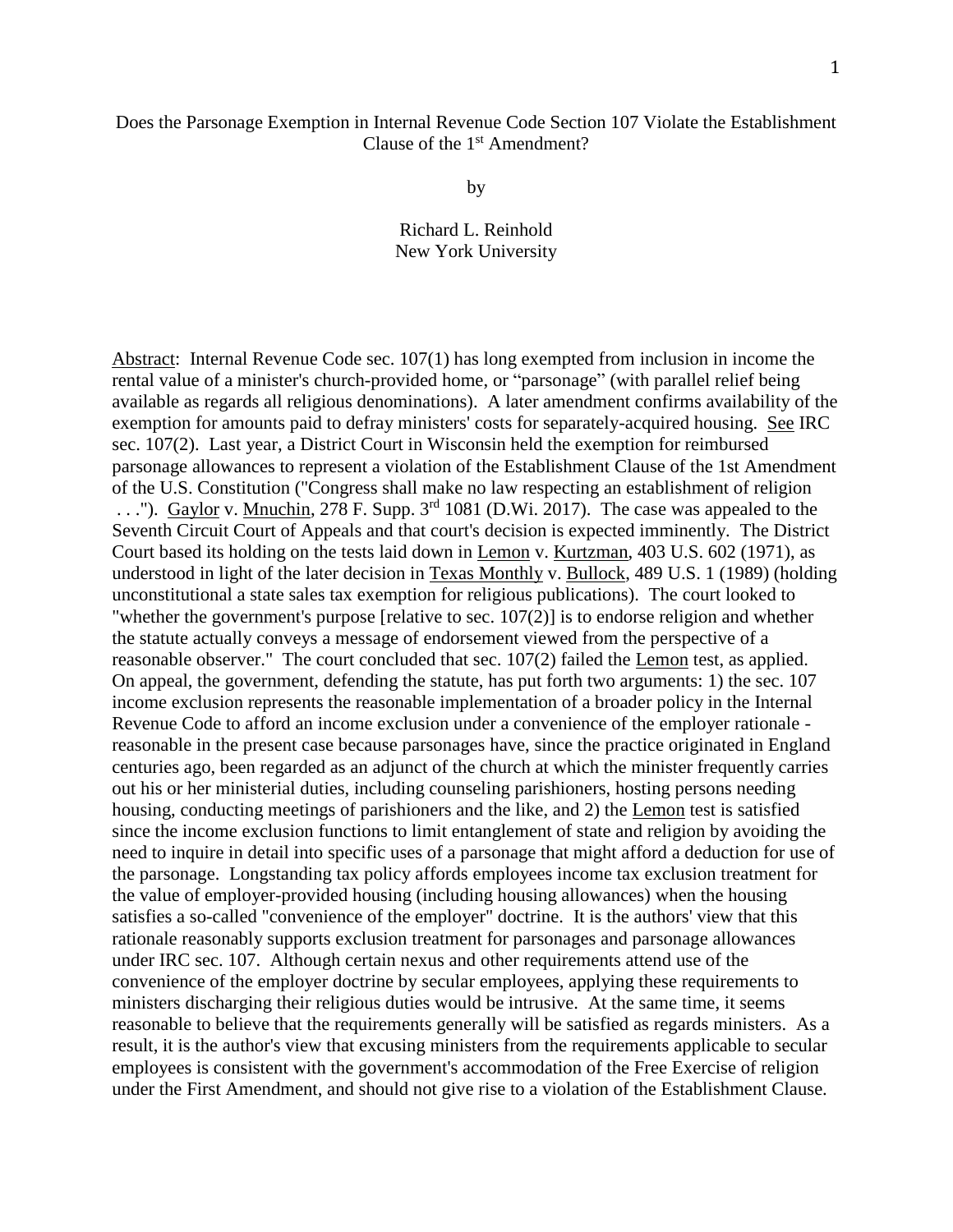Does the Parsonage Exemption in Internal Revenue Code Section 107 Violate the Establishment Clause of the 1st Amendment?

by

Richard L. Reinhold
New York University

Abstract: Internal Revenue Code sec. 107(1) has long exempted from inclusion in income the rental value of a minister's church-provided home, or "parsonage" (with parallel relief being available as regards all religious denominations). A later amendment confirms availability of the exemption for amounts paid to defray ministers' costs for separately-acquired housing. See IRC sec. 107(2). Last year, a District Court in Wisconsin held the exemption for reimbursed parsonage allowances to represent a violation of the Establishment Clause of the 1st Amendment of the U.S. Constitution ("Congress shall make no law respecting an establishment of religion . . ."). Gaylor v. Mnuchin, 278 F. Supp. 3rd 1081 (D.Wi. 2017). The case was appealed to the Seventh Circuit Court of Appeals and that court's decision is expected imminently. The District Court based its holding on the tests laid down in Lemon v. Kurtzman, 403 U.S. 602 (1971), as understood in light of the later decision in Texas Monthly v. Bullock, 489 U.S. 1 (1989) (holding unconstitutional a state sales tax exemption for religious publications). The court looked to "whether the government's purpose [relative to sec. 107(2)] is to endorse religion and whether the statute actually conveys a message of endorsement viewed from the perspective of a reasonable observer." The court concluded that sec. 107(2) failed the Lemon test, as applied. On appeal, the government, defending the statute, has put forth two arguments: 1) the sec. 107 income exclusion represents the reasonable implementation of a broader policy in the Internal Revenue Code to afford an income exclusion under a convenience of the employer rationale - reasonable in the present case because parsonages have, since the practice originated in England centuries ago, been regarded as an adjunct of the church at which the minister frequently carries out his or her ministerial duties, including counseling parishioners, hosting persons needing housing, conducting meetings of parishioners and the like, and 2) the Lemon test is satisfied since the income exclusion functions to limit entanglement of state and religion by avoiding the need to inquire in detail into specific uses of a parsonage that might afford a deduction for use of the parsonage. Longstanding tax policy affords employees income tax exclusion treatment for the value of employer-provided housing (including housing allowances) when the housing satisfies a so-called "convenience of the employer" doctrine. It is the authors' view that this rationale reasonably supports exclusion treatment for parsonages and parsonage allowances under IRC sec. 107. Although certain nexus and other requirements attend use of the convenience of the employer doctrine by secular employees, applying these requirements to ministers discharging their religious duties would be intrusive. At the same time, it seems reasonable to believe that the requirements generally will be satisfied as regards ministers. As a result, it is the author's view that excusing ministers from the requirements applicable to secular employees is consistent with the government's accommodation of the Free Exercise of religion under the First Amendment, and should not give rise to a violation of the Establishment Clause.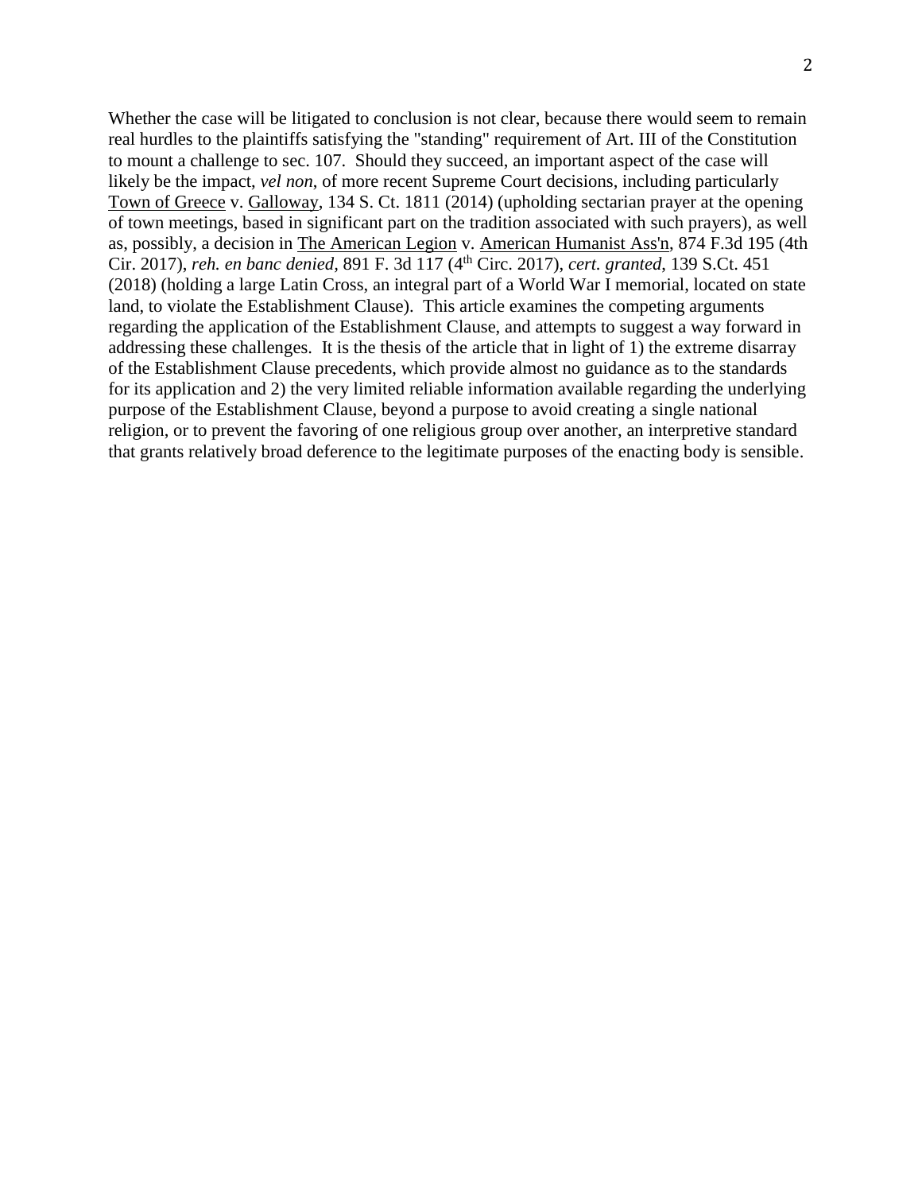Whether the case will be litigated to conclusion is not clear, because there would seem to remain real hurdles to the plaintiffs satisfying the "standing" requirement of Art. III of the Constitution to mount a challenge to sec. 107. Should they succeed, an important aspect of the case will likely be the impact, *vel non*, of more recent Supreme Court decisions, including particularly Town of Greece v. Galloway, 134 S. Ct. 1811 (2014) (upholding sectarian prayer at the opening of town meetings, based in significant part on the tradition associated with such prayers), as well as, possibly, a decision in The American Legion v. American Humanist Ass'n, 874 F.3d 195 (4th Cir. 2017), *reh. en banc denied*, 891 F. 3d 117 (4th Circ. 2017), *cert. granted*, 139 S.Ct. 451 (2018) (holding a large Latin Cross, an integral part of a World War I memorial, located on state land, to violate the Establishment Clause). This article examines the competing arguments regarding the application of the Establishment Clause, and attempts to suggest a way forward in addressing these challenges. It is the thesis of the article that in light of 1) the extreme disarray of the Establishment Clause precedents, which provide almost no guidance as to the standards for its application and 2) the very limited reliable information available regarding the underlying purpose of the Establishment Clause, beyond a purpose to avoid creating a single national religion, or to prevent the favoring of one religious group over another, an interpretive standard that grants relatively broad deference to the legitimate purposes of the enacting body is sensible.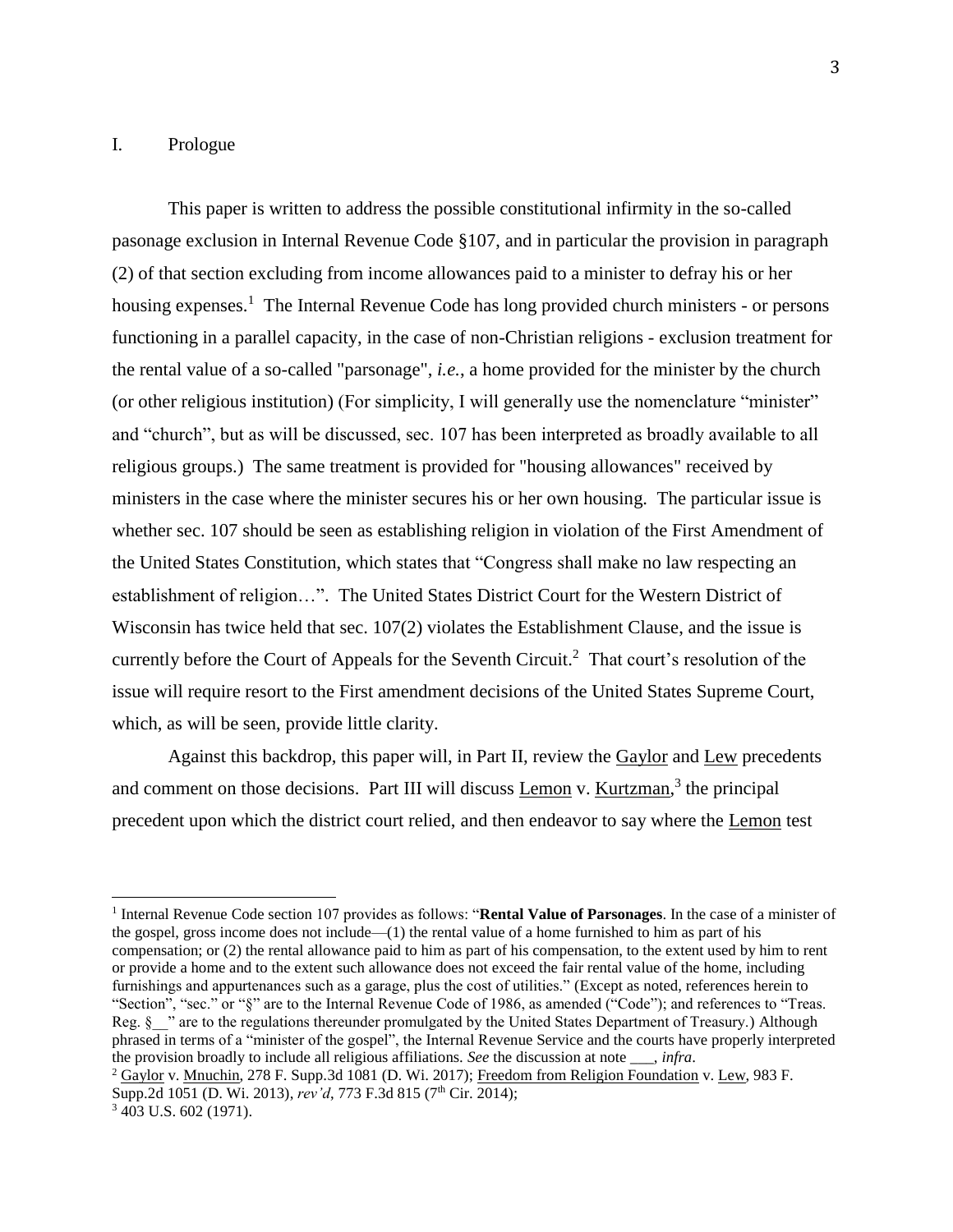## I. Prologue

This paper is written to address the possible constitutional infirmity in the so-called pasonage exclusion in Internal Revenue Code §107, and in particular the provision in paragraph (2) of that section excluding from income allowances paid to a minister to defray his or her housing expenses.[1] The Internal Revenue Code has long provided church ministers - or persons functioning in a parallel capacity, in the case of non-Christian religions - exclusion treatment for the rental value of a so-called "parsonage", *i.e.*, a home provided for the minister by the church (or other religious institution) (For simplicity, I will generally use the nomenclature "minister" and "church", but as will be discussed, sec. 107 has been interpreted as broadly available to all religious groups.) The same treatment is provided for "housing allowances" received by ministers in the case where the minister secures his or her own housing. The particular issue is whether sec. 107 should be seen as establishing religion in violation of the First Amendment of the United States Constitution, which states that "Congress shall make no law respecting an establishment of religion…". The United States District Court for the Western District of Wisconsin has twice held that sec. 107(2) violates the Establishment Clause, and the issue is currently before the Court of Appeals for the Seventh Circuit.[2] That court's resolution of the issue will require resort to the First amendment decisions of the United States Supreme Court, which, as will be seen, provide little clarity.

Against this backdrop, this paper will, in Part II, review the Gaylor and Lew precedents and comment on those decisions. Part III will discuss Lemon v. Kurtzman,[3] the principal precedent upon which the district court relied, and then endeavor to say where the Lemon test

---

[1] Internal Revenue Code section 107 provides as follows: "**Rental Value of Parsonages**. In the case of a minister of the gospel, gross income does not include—(1) the rental value of a home furnished to him as part of his compensation; or (2) the rental allowance paid to him as part of his compensation, to the extent used by him to rent or provide a home and to the extent such allowance does not exceed the fair rental value of the home, including furnishings and appurtenances such as a garage, plus the cost of utilities." (Except as noted, references herein to "Section", "sec." or "§" are to the Internal Revenue Code of 1986, as amended ("Code"); and references to "Treas. Reg. §__" are to the regulations thereunder promulgated by the United States Department of Treasury.) Although phrased in terms of a "minister of the gospel", the Internal Revenue Service and the courts have properly interpreted the provision broadly to include all religious affiliations. *See* the discussion at note ___, *infra*.

[2] Gaylor v. Mnuchin, 278 F. Supp.3d 1081 (D. Wi. 2017); Freedom from Religion Foundation v. Lew, 983 F. Supp.2d 1051 (D. Wi. 2013), *rev'd*, 773 F.3d 815 (7th Cir. 2014);

[3] 403 U.S. 602 (1971).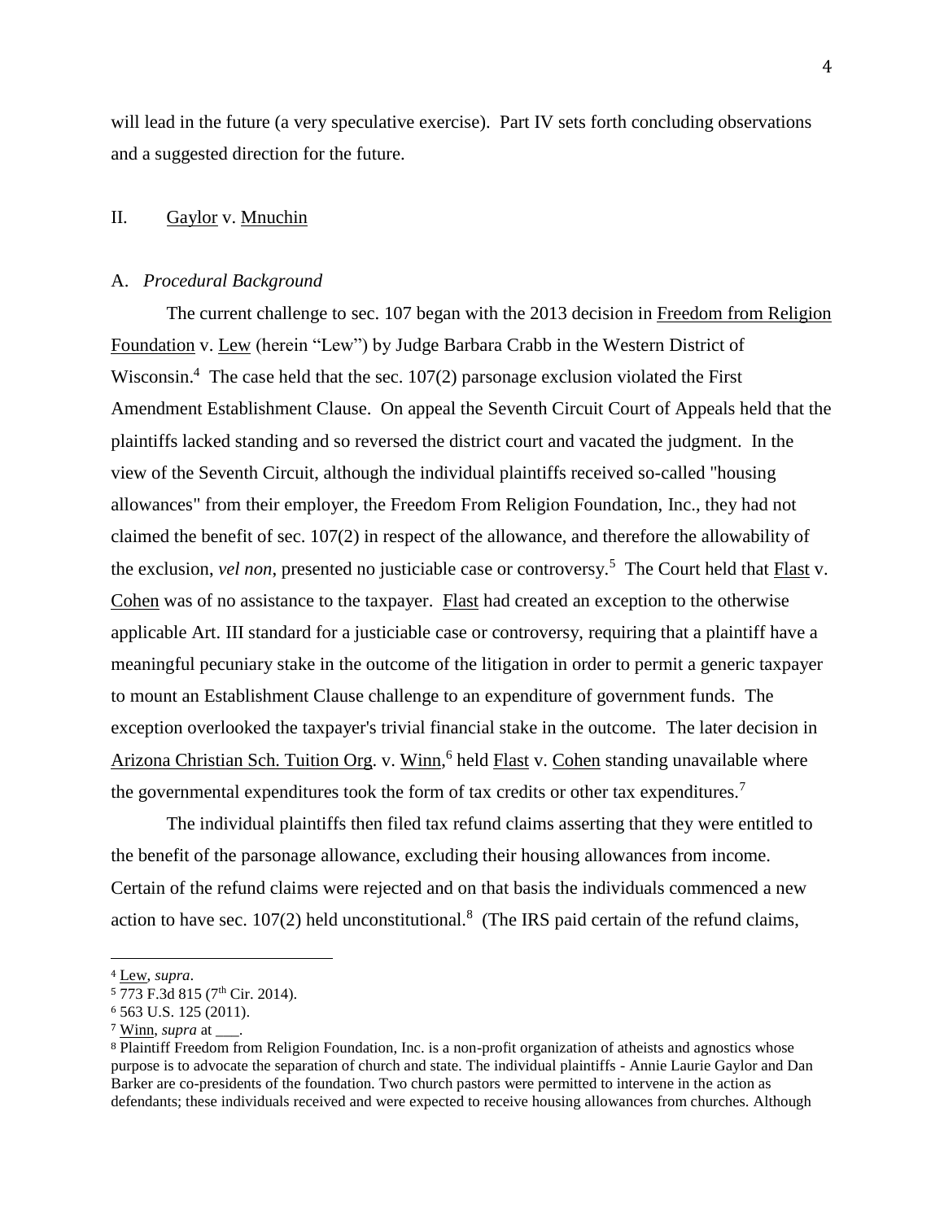will lead in the future (a very speculative exercise). Part IV sets forth concluding observations and a suggested direction for the future.

## II. Gaylor v. Mnuchin

### A. *Procedural Background*

The current challenge to sec. 107 began with the 2013 decision in Freedom from Religion Foundation v. Lew (herein "Lew") by Judge Barbara Crabb in the Western District of Wisconsin.[4] The case held that the sec. 107(2) parsonage exclusion violated the First Amendment Establishment Clause. On appeal the Seventh Circuit Court of Appeals held that the plaintiffs lacked standing and so reversed the district court and vacated the judgment. In the view of the Seventh Circuit, although the individual plaintiffs received so-called "housing allowances" from their employer, the Freedom From Religion Foundation, Inc., they had not claimed the benefit of sec. 107(2) in respect of the allowance, and therefore the allowability of the exclusion, *vel non*, presented no justiciable case or controversy.[5] The Court held that Flast v. Cohen was of no assistance to the taxpayer. Flast had created an exception to the otherwise applicable Art. III standard for a justiciable case or controversy, requiring that a plaintiff have a meaningful pecuniary stake in the outcome of the litigation in order to permit a generic taxpayer to mount an Establishment Clause challenge to an expenditure of government funds. The exception overlooked the taxpayer's trivial financial stake in the outcome. The later decision in Arizona Christian Sch. Tuition Org. v. Winn,[6] held Flast v. Cohen standing unavailable where the governmental expenditures took the form of tax credits or other tax expenditures.[7]

The individual plaintiffs then filed tax refund claims asserting that they were entitled to the benefit of the parsonage allowance, excluding their housing allowances from income. Certain of the refund claims were rejected and on that basis the individuals commenced a new action to have sec. 107(2) held unconstitutional.[8] (The IRS paid certain of the refund claims,

---

[4] Lew, *supra*.

[5] 773 F.3d 815 (7th Cir. 2014).

[6] 563 U.S. 125 (2011).

[7] Winn, *supra* at ___.

[8] Plaintiff Freedom from Religion Foundation, Inc. is a non-profit organization of atheists and agnostics whose purpose is to advocate the separation of church and state. The individual plaintiffs - Annie Laurie Gaylor and Dan Barker are co-presidents of the foundation. Two church pastors were permitted to intervene in the action as defendants; these individuals received and were expected to receive housing allowances from churches. Although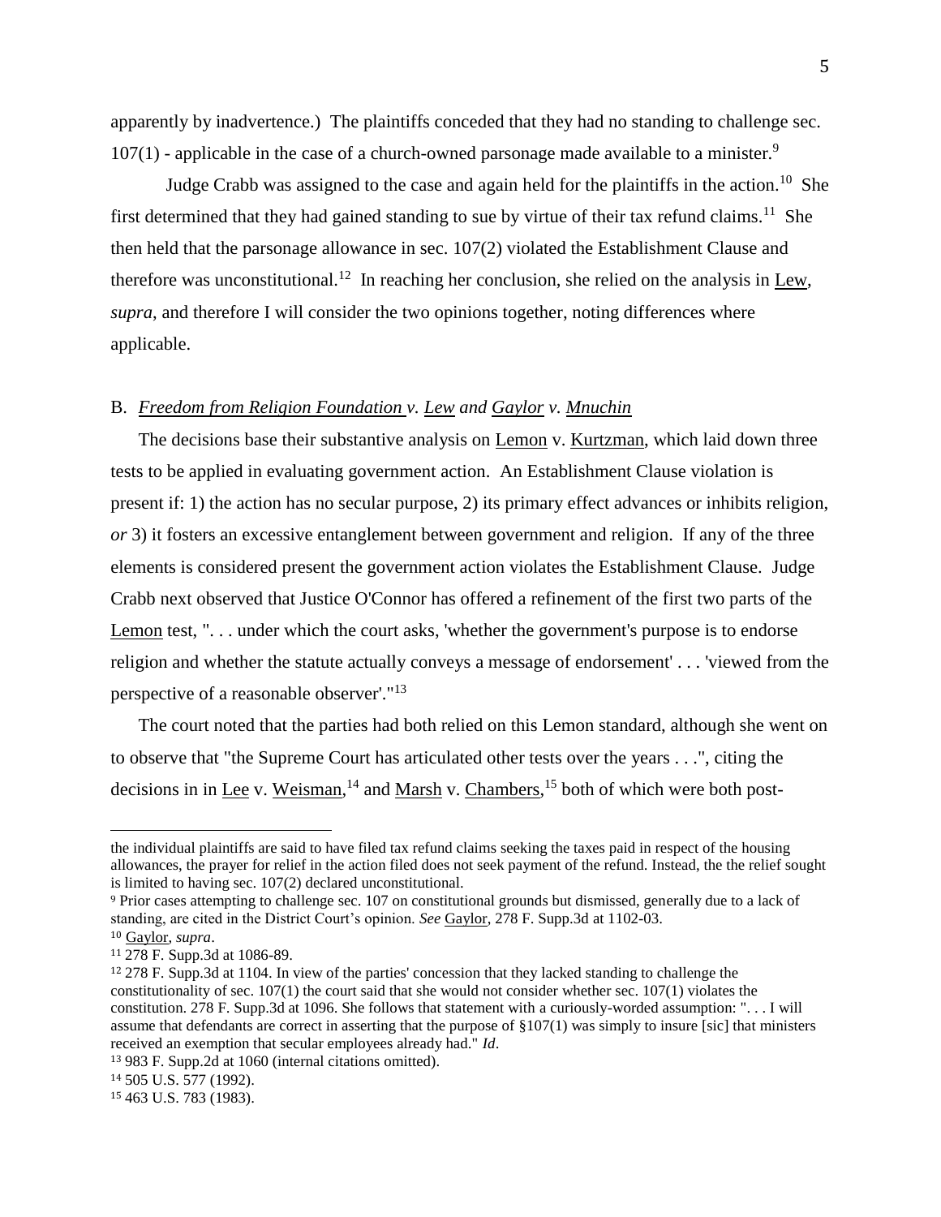apparently by inadvertence.) The plaintiffs conceded that they had no standing to challenge sec. 107(1) - applicable in the case of a church-owned parsonage made available to a minister.[9]

Judge Crabb was assigned to the case and again held for the plaintiffs in the action.[10] She first determined that they had gained standing to sue by virtue of their tax refund claims.[11] She then held that the parsonage allowance in sec. 107(2) violated the Establishment Clause and therefore was unconstitutional.[12] In reaching her conclusion, she relied on the analysis in Lew, *supra*, and therefore I will consider the two opinions together, noting differences where applicable.

## B. *Freedom from Religion Foundation v. Lew and Gaylor v. Mnuchin*

The decisions base their substantive analysis on Lemon v. Kurtzman, which laid down three tests to be applied in evaluating government action. An Establishment Clause violation is present if: 1) the action has no secular purpose, 2) its primary effect advances or inhibits religion, *or* 3) it fosters an excessive entanglement between government and religion. If any of the three elements is considered present the government action violates the Establishment Clause. Judge Crabb next observed that Justice O'Connor has offered a refinement of the first two parts of the Lemon test, ". . . under which the court asks, 'whether the government's purpose is to endorse religion and whether the statute actually conveys a message of endorsement' . . . 'viewed from the perspective of a reasonable observer'."[13]

The court noted that the parties had both relied on this Lemon standard, although she went on to observe that "the Supreme Court has articulated other tests over the years . . .", citing the decisions in in Lee v. Weisman,[14] and Marsh v. Chambers,[15] both of which were both post-

---

the individual plaintiffs are said to have filed tax refund claims seeking the taxes paid in respect of the housing allowances, the prayer for relief in the action filed does not seek payment of the refund. Instead, the the relief sought is limited to having sec. 107(2) declared unconstitutional.

[9] Prior cases attempting to challenge sec. 107 on constitutional grounds but dismissed, generally due to a lack of standing, are cited in the District Court's opinion. *See* Gaylor, 278 F. Supp.3d at 1102-03.

[10] Gaylor, *supra*.

[11] 278 F. Supp.3d at 1086-89.

[12] 278 F. Supp.3d at 1104. In view of the parties' concession that they lacked standing to challenge the constitutionality of sec. 107(1) the court said that she would not consider whether sec. 107(1) violates the constitution. 278 F. Supp.3d at 1096. She follows that statement with a curiously-worded assumption: ". . . I will assume that defendants are correct in asserting that the purpose of §107(1) was simply to insure [sic] that ministers received an exemption that secular employees already had." *Id*.

[13] 983 F. Supp.2d at 1060 (internal citations omitted).

[14] 505 U.S. 577 (1992).

[15] 463 U.S. 783 (1983).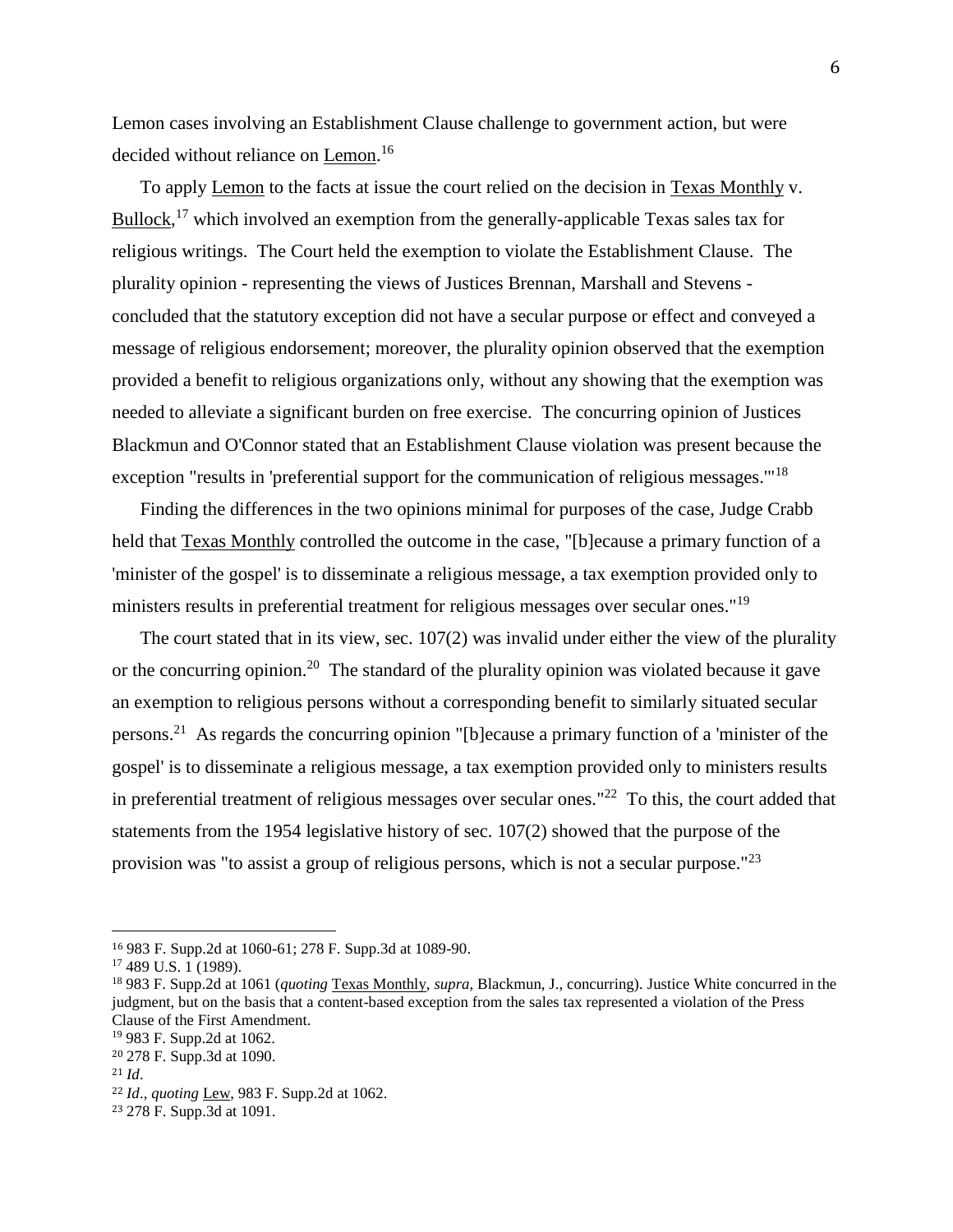Lemon cases involving an Establishment Clause challenge to government action, but were decided without reliance on Lemon.[16]

To apply Lemon to the facts at issue the court relied on the decision in Texas Monthly v. Bullock,[17] which involved an exemption from the generally-applicable Texas sales tax for religious writings. The Court held the exemption to violate the Establishment Clause. The plurality opinion - representing the views of Justices Brennan, Marshall and Stevens - concluded that the statutory exception did not have a secular purpose or effect and conveyed a message of religious endorsement; moreover, the plurality opinion observed that the exemption provided a benefit to religious organizations only, without any showing that the exemption was needed to alleviate a significant burden on free exercise. The concurring opinion of Justices Blackmun and O'Connor stated that an Establishment Clause violation was present because the exception "results in 'preferential support for the communication of religious messages.'"[18]

Finding the differences in the two opinions minimal for purposes of the case, Judge Crabb held that Texas Monthly controlled the outcome in the case, "[b]ecause a primary function of a 'minister of the gospel' is to disseminate a religious message, a tax exemption provided only to ministers results in preferential treatment for religious messages over secular ones."[19]

The court stated that in its view, sec. 107(2) was invalid under either the view of the plurality or the concurring opinion.[20] The standard of the plurality opinion was violated because it gave an exemption to religious persons without a corresponding benefit to similarly situated secular persons.[21] As regards the concurring opinion "[b]ecause a primary function of a 'minister of the gospel' is to disseminate a religious message, a tax exemption provided only to ministers results in preferential treatment of religious messages over secular ones."[22] To this, the court added that statements from the 1954 legislative history of sec. 107(2) showed that the purpose of the provision was "to assist a group of religious persons, which is not a secular purpose."[23]

---

[16] 983 F. Supp.2d at 1060-61; 278 F. Supp.3d at 1089-90.

[17] 489 U.S. 1 (1989).

[18] 983 F. Supp.2d at 1061 (*quoting* Texas Monthly, *supra*, Blackmun, J., concurring). Justice White concurred in the judgment, but on the basis that a content-based exception from the sales tax represented a violation of the Press Clause of the First Amendment.

[19] 983 F. Supp.2d at 1062.

[20] 278 F. Supp.3d at 1090.

[21] *Id*.

[22] *Id*., *quoting* Lew, 983 F. Supp.2d at 1062.

[23] 278 F. Supp.3d at 1091.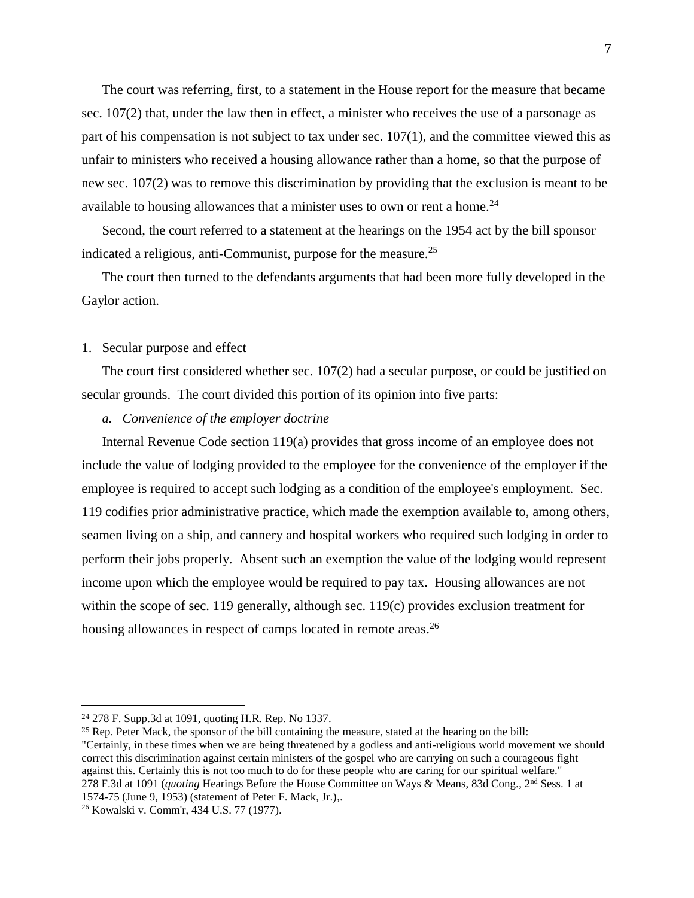The court was referring, first, to a statement in the House report for the measure that became sec. 107(2) that, under the law then in effect, a minister who receives the use of a parsonage as part of his compensation is not subject to tax under sec. 107(1), and the committee viewed this as unfair to ministers who received a housing allowance rather than a home, so that the purpose of new sec. 107(2) was to remove this discrimination by providing that the exclusion is meant to be available to housing allowances that a minister uses to own or rent a home.[24]

Second, the court referred to a statement at the hearings on the 1954 act by the bill sponsor indicated a religious, anti-Communist, purpose for the measure.[25]

The court then turned to the defendants arguments that had been more fully developed in the Gaylor action.

1. Secular purpose and effect

The court first considered whether sec. 107(2) had a secular purpose, or could be justified on secular grounds. The court divided this portion of its opinion into five parts:

*a. Convenience of the employer doctrine*

Internal Revenue Code section 119(a) provides that gross income of an employee does not include the value of lodging provided to the employee for the convenience of the employer if the employee is required to accept such lodging as a condition of the employee's employment. Sec. 119 codifies prior administrative practice, which made the exemption available to, among others, seamen living on a ship, and cannery and hospital workers who required such lodging in order to perform their jobs properly. Absent such an exemption the value of the lodging would represent income upon which the employee would be required to pay tax. Housing allowances are not within the scope of sec. 119 generally, although sec. 119(c) provides exclusion treatment for housing allowances in respect of camps located in remote areas.[26]

---

[24] 278 F. Supp.3d at 1091, quoting H.R. Rep. No 1337.

[25] Rep. Peter Mack, the sponsor of the bill containing the measure, stated at the hearing on the bill: "Certainly, in these times when we are being threatened by a godless and anti-religious world movement we should correct this discrimination against certain ministers of the gospel who are carrying on such a courageous fight against this. Certainly this is not too much to do for these people who are caring for our spiritual welfare." 278 F.3d at 1091 (*quoting* Hearings Before the House Committee on Ways & Means, 83d Cong., 2nd Sess. 1 at 1574-75 (June 9, 1953) (statement of Peter F. Mack, Jr.),.

[26] Kowalski v. Comm'r, 434 U.S. 77 (1977).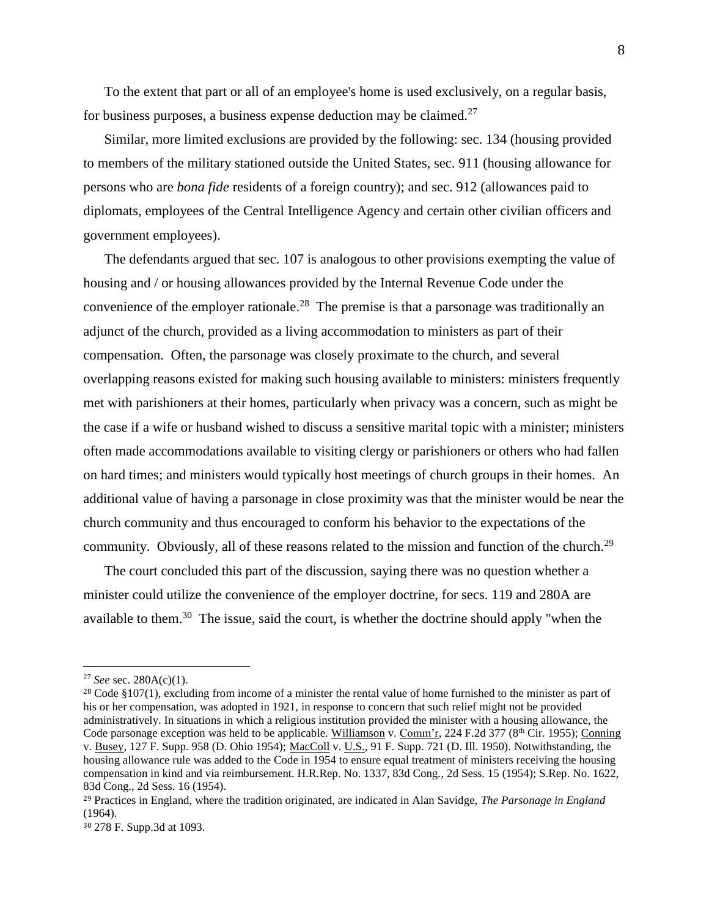To the extent that part or all of an employee's home is used exclusively, on a regular basis, for business purposes, a business expense deduction may be claimed.[27]

Similar, more limited exclusions are provided by the following: sec. 134 (housing provided to members of the military stationed outside the United States, sec. 911 (housing allowance for persons who are *bona fide* residents of a foreign country); and sec. 912 (allowances paid to diplomats, employees of the Central Intelligence Agency and certain other civilian officers and government employees).

The defendants argued that sec. 107 is analogous to other provisions exempting the value of housing and / or housing allowances provided by the Internal Revenue Code under the convenience of the employer rationale.[28] The premise is that a parsonage was traditionally an adjunct of the church, provided as a living accommodation to ministers as part of their compensation. Often, the parsonage was closely proximate to the church, and several overlapping reasons existed for making such housing available to ministers: ministers frequently met with parishioners at their homes, particularly when privacy was a concern, such as might be the case if a wife or husband wished to discuss a sensitive marital topic with a minister; ministers often made accommodations available to visiting clergy or parishioners or others who had fallen on hard times; and ministers would typically host meetings of church groups in their homes. An additional value of having a parsonage in close proximity was that the minister would be near the church community and thus encouraged to conform his behavior to the expectations of the community. Obviously, all of these reasons related to the mission and function of the church.[29]

The court concluded this part of the discussion, saying there was no question whether a minister could utilize the convenience of the employer doctrine, for secs. 119 and 280A are available to them.[30] The issue, said the court, is whether the doctrine should apply "when the

---

[27] *See* sec. 280A(c)(1).

[28] Code §107(1), excluding from income of a minister the rental value of home furnished to the minister as part of his or her compensation, was adopted in 1921, in response to concern that such relief might not be provided administratively. In situations in which a religious institution provided the minister with a housing allowance, the Code parsonage exception was held to be applicable. Williamson v. Comm'r, 224 F.2d 377 (8th Cir. 1955); Conning v. Busey, 127 F. Supp. 958 (D. Ohio 1954); MacColl v. U.S., 91 F. Supp. 721 (D. Ill. 1950). Notwithstanding, the housing allowance rule was added to the Code in 1954 to ensure equal treatment of ministers receiving the housing compensation in kind and via reimbursement. H.R.Rep. No. 1337, 83d Cong., 2d Sess. 15 (1954); S.Rep. No. 1622, 83d Cong., 2d Sess. 16 (1954).

[29] Practices in England, where the tradition originated, are indicated in Alan Savidge, *The Parsonage in England* (1964).

[30] 278 F. Supp.3d at 1093.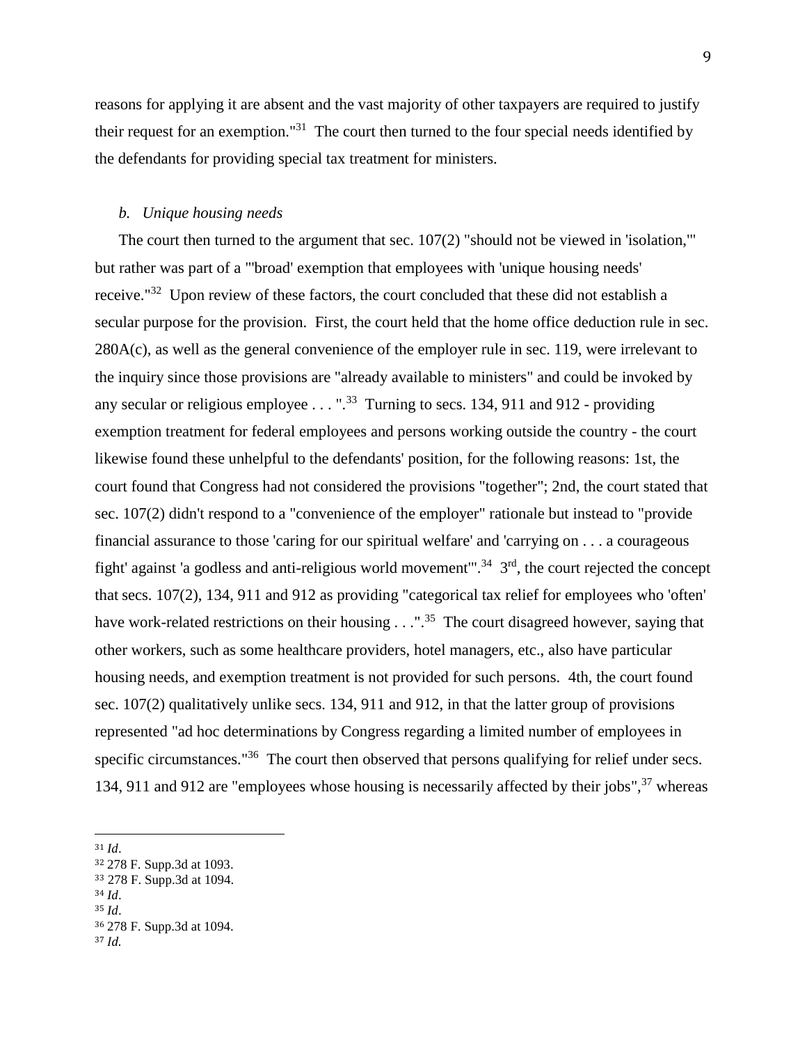reasons for applying it are absent and the vast majority of other taxpayers are required to justify their request for an exemption."[31] The court then turned to the four special needs identified by the defendants for providing special tax treatment for ministers.

### *b. Unique housing needs*

The court then turned to the argument that sec. 107(2) "should not be viewed in 'isolation,'" but rather was part of a "'broad' exemption that employees with 'unique housing needs' receive."[32] Upon review of these factors, the court concluded that these did not establish a secular purpose for the provision. First, the court held that the home office deduction rule in sec. 280A(c), as well as the general convenience of the employer rule in sec. 119, were irrelevant to the inquiry since those provisions are "already available to ministers" and could be invoked by any secular or religious employee . . . ".[33] Turning to secs. 134, 911 and 912 - providing exemption treatment for federal employees and persons working outside the country - the court likewise found these unhelpful to the defendants' position, for the following reasons: 1st, the court found that Congress had not considered the provisions "together"; 2nd, the court stated that sec. 107(2) didn't respond to a "convenience of the employer" rationale but instead to "provide financial assurance to those 'caring for our spiritual welfare' and 'carrying on . . . a courageous fight' against 'a godless and anti-religious world movement'".[34] 3rd, the court rejected the concept that secs. 107(2), 134, 911 and 912 as providing "categorical tax relief for employees who 'often' have work-related restrictions on their housing . . .".[35] The court disagreed however, saying that other workers, such as some healthcare providers, hotel managers, etc., also have particular housing needs, and exemption treatment is not provided for such persons. 4th, the court found sec. 107(2) qualitatively unlike secs. 134, 911 and 912, in that the latter group of provisions represented "ad hoc determinations by Congress regarding a limited number of employees in specific circumstances."[36] The court then observed that persons qualifying for relief under secs. 134, 911 and 912 are "employees whose housing is necessarily affected by their jobs",[37] whereas

---

[31] *Id*.
[32] 278 F. Supp.3d at 1093.
[33] 278 F. Supp.3d at 1094.
[34] *Id*.
[35] *Id*.
[36] 278 F. Supp.3d at 1094.
[37] *Id.*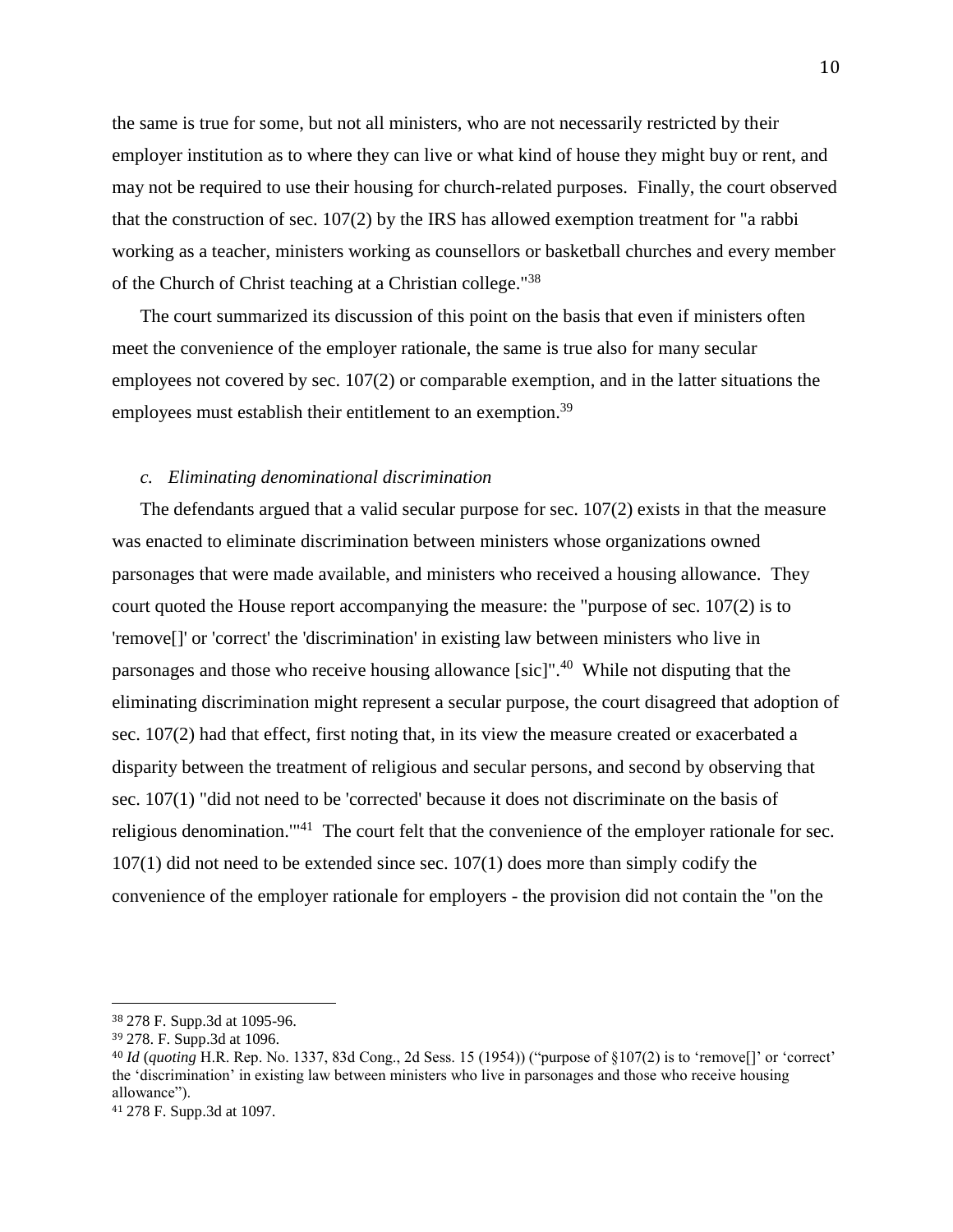the same is true for some, but not all ministers, who are not necessarily restricted by their employer institution as to where they can live or what kind of house they might buy or rent, and may not be required to use their housing for church-related purposes. Finally, the court observed that the construction of sec. 107(2) by the IRS has allowed exemption treatment for "a rabbi working as a teacher, ministers working as counsellors or basketball churches and every member of the Church of Christ teaching at a Christian college."[38]

The court summarized its discussion of this point on the basis that even if ministers often meet the convenience of the employer rationale, the same is true also for many secular employees not covered by sec. 107(2) or comparable exemption, and in the latter situations the employees must establish their entitlement to an exemption.[39]

*c. Eliminating denominational discrimination*

The defendants argued that a valid secular purpose for sec. 107(2) exists in that the measure was enacted to eliminate discrimination between ministers whose organizations owned parsonages that were made available, and ministers who received a housing allowance. They court quoted the House report accompanying the measure: the "purpose of sec. 107(2) is to 'remove[]' or 'correct' the 'discrimination' in existing law between ministers who live in parsonages and those who receive housing allowance [sic]".[40] While not disputing that the eliminating discrimination might represent a secular purpose, the court disagreed that adoption of sec. 107(2) had that effect, first noting that, in its view the measure created or exacerbated a disparity between the treatment of religious and secular persons, and second by observing that sec. 107(1) "did not need to be 'corrected' because it does not discriminate on the basis of religious denomination.'"[41] The court felt that the convenience of the employer rationale for sec. 107(1) did not need to be extended since sec. 107(1) does more than simply codify the convenience of the employer rationale for employers - the provision did not contain the "on the

---

[38] 278 F. Supp.3d at 1095-96.

[39] 278. F. Supp.3d at 1096.

[40] *Id* (*quoting* H.R. Rep. No. 1337, 83d Cong., 2d Sess. 15 (1954)) ("purpose of §107(2) is to 'remove[]' or 'correct' the 'discrimination' in existing law between ministers who live in parsonages and those who receive housing allowance").

[41] 278 F. Supp.3d at 1097.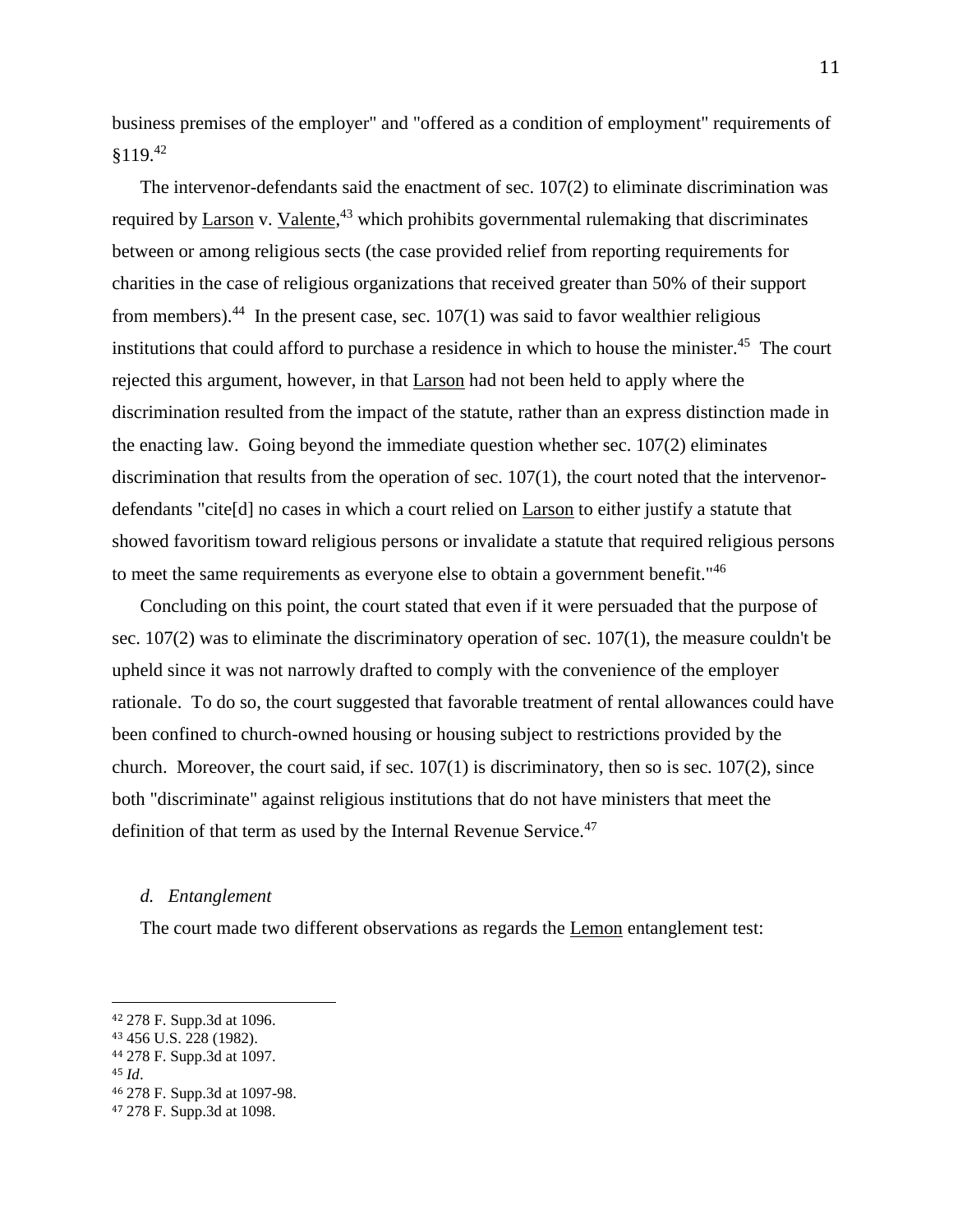business premises of the employer" and "offered as a condition of employment" requirements of §119.[42]

The intervenor-defendants said the enactment of sec. 107(2) to eliminate discrimination was required by Larson v. Valente,[43] which prohibits governmental rulemaking that discriminates between or among religious sects (the case provided relief from reporting requirements for charities in the case of religious organizations that received greater than 50% of their support from members).[44] In the present case, sec. 107(1) was said to favor wealthier religious institutions that could afford to purchase a residence in which to house the minister.[45] The court rejected this argument, however, in that Larson had not been held to apply where the discrimination resulted from the impact of the statute, rather than an express distinction made in the enacting law. Going beyond the immediate question whether sec. 107(2) eliminates discrimination that results from the operation of sec. 107(1), the court noted that the intervenor-defendants "cite[d] no cases in which a court relied on Larson to either justify a statute that showed favoritism toward religious persons or invalidate a statute that required religious persons to meet the same requirements as everyone else to obtain a government benefit."[46]

Concluding on this point, the court stated that even if it were persuaded that the purpose of sec. 107(2) was to eliminate the discriminatory operation of sec. 107(1), the measure couldn't be upheld since it was not narrowly drafted to comply with the convenience of the employer rationale. To do so, the court suggested that favorable treatment of rental allowances could have been confined to church-owned housing or housing subject to restrictions provided by the church. Moreover, the court said, if sec. 107(1) is discriminatory, then so is sec. 107(2), since both "discriminate" against religious institutions that do not have ministers that meet the definition of that term as used by the Internal Revenue Service.[47]

*d. Entanglement*

The court made two different observations as regards the Lemon entanglement test:

---

[42] 278 F. Supp.3d at 1096.
[43] 456 U.S. 228 (1982).
[44] 278 F. Supp.3d at 1097.
[45] *Id*.
[46] 278 F. Supp.3d at 1097-98.
[47] 278 F. Supp.3d at 1098.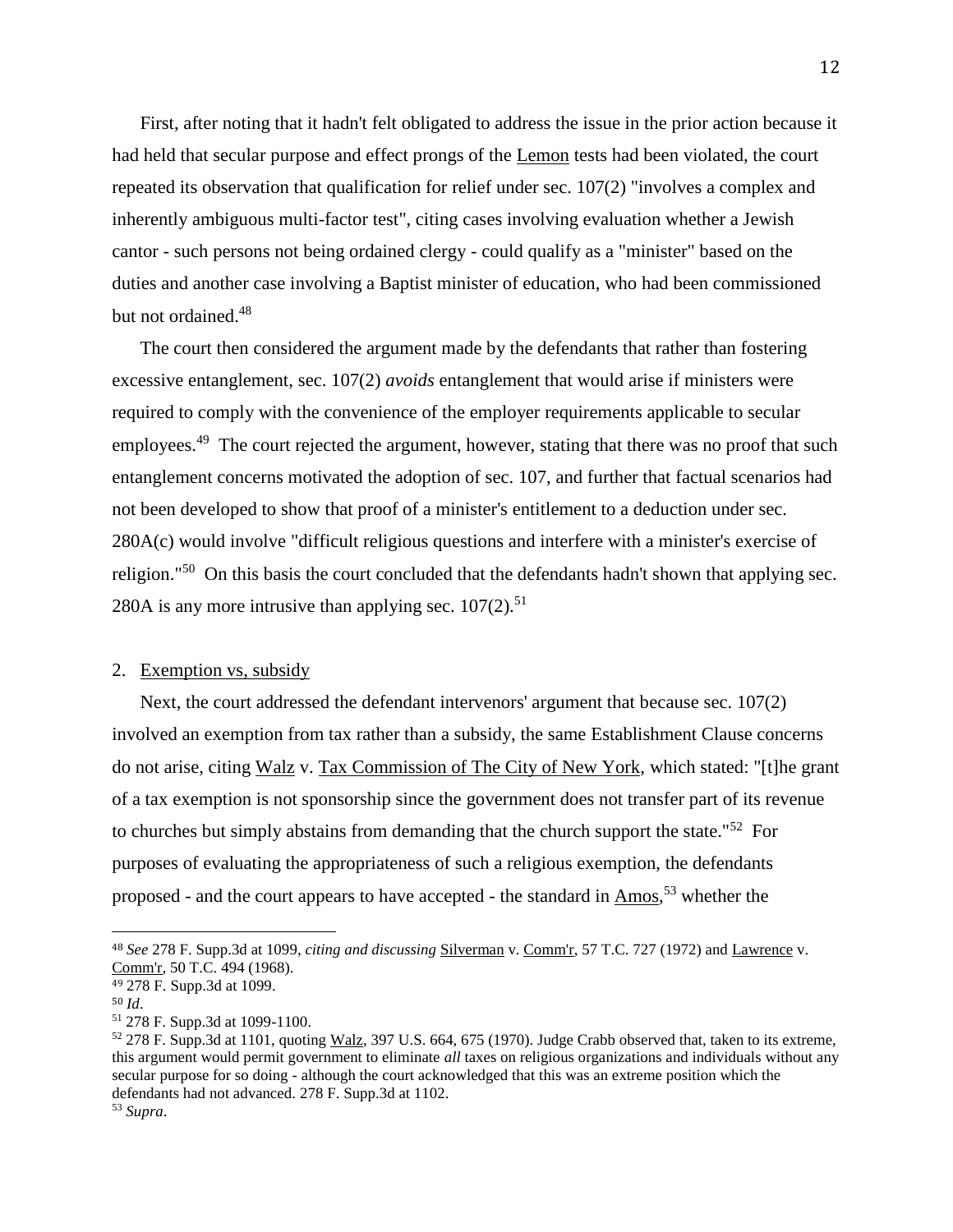First, after noting that it hadn't felt obligated to address the issue in the prior action because it had held that secular purpose and effect prongs of the Lemon tests had been violated, the court repeated its observation that qualification for relief under sec. 107(2) "involves a complex and inherently ambiguous multi-factor test", citing cases involving evaluation whether a Jewish cantor - such persons not being ordained clergy - could qualify as a "minister" based on the duties and another case involving a Baptist minister of education, who had been commissioned but not ordained.[48]

The court then considered the argument made by the defendants that rather than fostering excessive entanglement, sec. 107(2) *avoids* entanglement that would arise if ministers were required to comply with the convenience of the employer requirements applicable to secular employees.[49] The court rejected the argument, however, stating that there was no proof that such entanglement concerns motivated the adoption of sec. 107, and further that factual scenarios had not been developed to show that proof of a minister's entitlement to a deduction under sec. 280A(c) would involve "difficult religious questions and interfere with a minister's exercise of religion."[50] On this basis the court concluded that the defendants hadn't shown that applying sec. 280A is any more intrusive than applying sec. 107(2).[51]

2. Exemption vs, subsidy

Next, the court addressed the defendant intervenors' argument that because sec. 107(2) involved an exemption from tax rather than a subsidy, the same Establishment Clause concerns do not arise, citing Walz v. Tax Commission of The City of New York, which stated: "[t]he grant of a tax exemption is not sponsorship since the government does not transfer part of its revenue to churches but simply abstains from demanding that the church support the state."[52] For purposes of evaluating the appropriateness of such a religious exemption, the defendants proposed - and the court appears to have accepted - the standard in Amos,[53] whether the

---

[48] *See* 278 F. Supp.3d at 1099, *citing and discussing* Silverman v. Comm'r, 57 T.C. 727 (1972) and Lawrence v. Comm'r, 50 T.C. 494 (1968).

[49] 278 F. Supp.3d at 1099.

[50] *Id*.

[51] 278 F. Supp.3d at 1099-1100.

[52] 278 F. Supp.3d at 1101, quoting Walz, 397 U.S. 664, 675 (1970). Judge Crabb observed that, taken to its extreme, this argument would permit government to eliminate *all* taxes on religious organizations and individuals without any secular purpose for so doing - although the court acknowledged that this was an extreme position which the defendants had not advanced. 278 F. Supp.3d at 1102.

[53] *Supra*.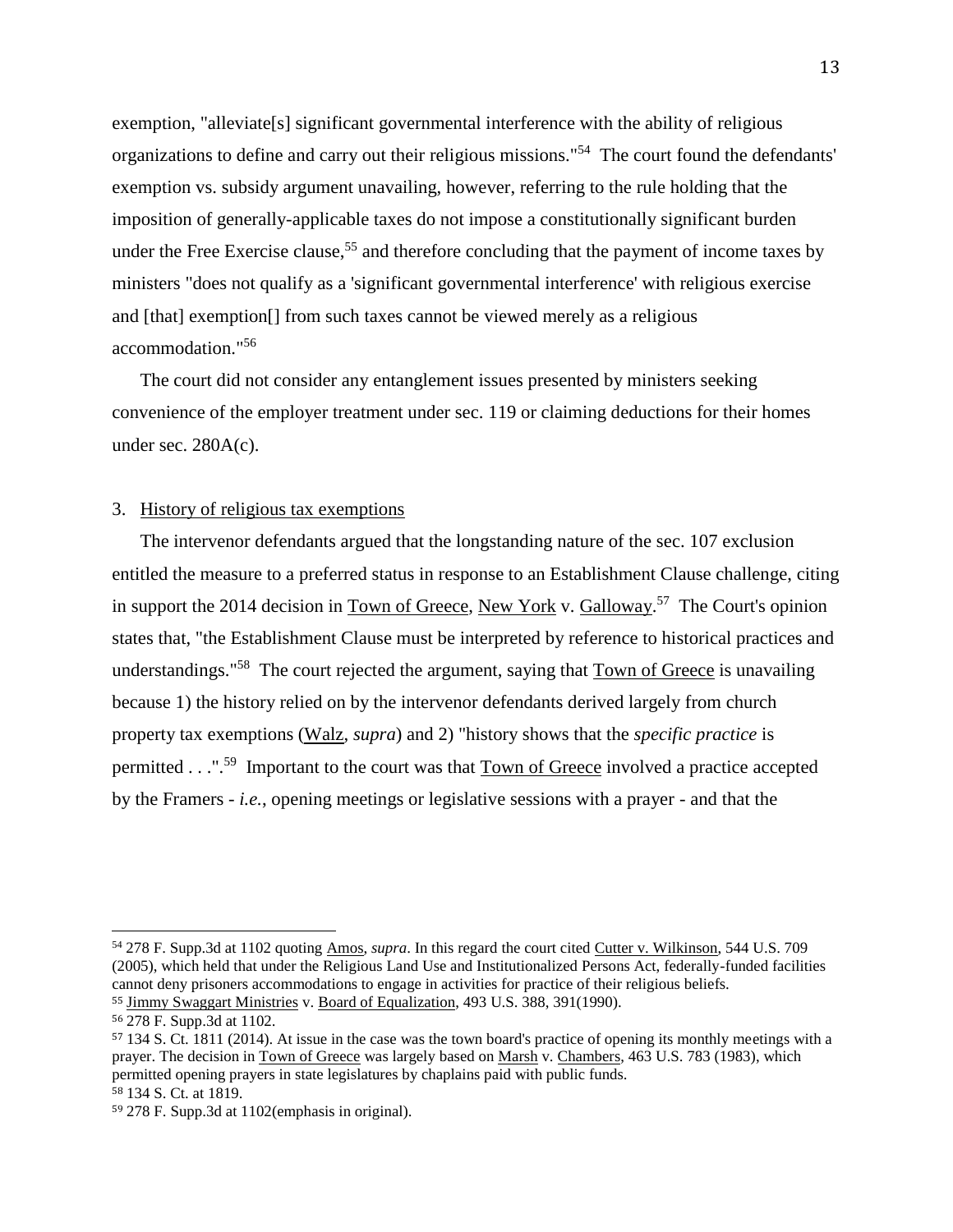exemption, "alleviate[s] significant governmental interference with the ability of religious organizations to define and carry out their religious missions."[54] The court found the defendants' exemption vs. subsidy argument unavailing, however, referring to the rule holding that the imposition of generally-applicable taxes do not impose a constitutionally significant burden under the Free Exercise clause,[55] and therefore concluding that the payment of income taxes by ministers "does not qualify as a 'significant governmental interference' with religious exercise and [that] exemption[] from such taxes cannot be viewed merely as a religious accommodation."[56]

The court did not consider any entanglement issues presented by ministers seeking convenience of the employer treatment under sec. 119 or claiming deductions for their homes under sec. 280A(c).

3. History of religious tax exemptions

The intervenor defendants argued that the longstanding nature of the sec. 107 exclusion entitled the measure to a preferred status in response to an Establishment Clause challenge, citing in support the 2014 decision in Town of Greece, New York v. Galloway.[57] The Court's opinion states that, "the Establishment Clause must be interpreted by reference to historical practices and understandings."[58] The court rejected the argument, saying that Town of Greece is unavailing because 1) the history relied on by the intervenor defendants derived largely from church property tax exemptions (Walz, *supra*) and 2) "history shows that the *specific practice* is permitted . . .".[59] Important to the court was that Town of Greece involved a practice accepted by the Framers - *i.e.*, opening meetings or legislative sessions with a prayer - and that the

---

[54] 278 F. Supp.3d at 1102 quoting Amos, *supra*. In this regard the court cited Cutter v. Wilkinson, 544 U.S. 709 (2005), which held that under the Religious Land Use and Institutionalized Persons Act, federally-funded facilities cannot deny prisoners accommodations to engage in activities for practice of their religious beliefs.

[55] Jimmy Swaggart Ministries v. Board of Equalization, 493 U.S. 388, 391(1990).

[56] 278 F. Supp.3d at 1102.

[57] 134 S. Ct. 1811 (2014). At issue in the case was the town board's practice of opening its monthly meetings with a prayer. The decision in Town of Greece was largely based on Marsh v. Chambers, 463 U.S. 783 (1983), which permitted opening prayers in state legislatures by chaplains paid with public funds.

[58] 134 S. Ct. at 1819.

[59] 278 F. Supp.3d at 1102(emphasis in original).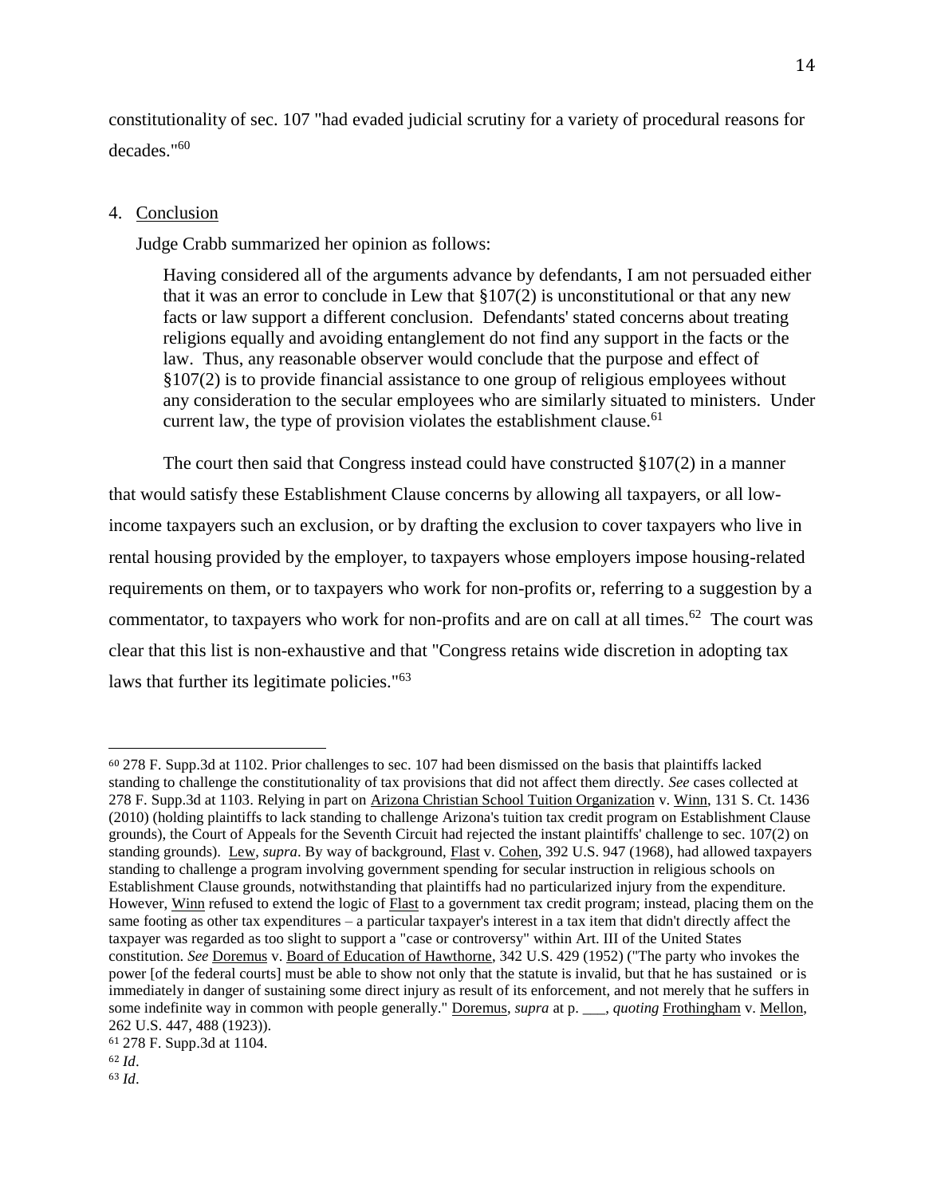constitutionality of sec. 107 "had evaded judicial scrutiny for a variety of procedural reasons for decades."[60]

4. <u>Conclusion</u>

Judge Crabb summarized her opinion as follows:

> Having considered all of the arguments advance by defendants, I am not persuaded either that it was an error to conclude in Lew that §107(2) is unconstitutional or that any new facts or law support a different conclusion. Defendants' stated concerns about treating religions equally and avoiding entanglement do not find any support in the facts or the law. Thus, any reasonable observer would conclude that the purpose and effect of §107(2) is to provide financial assistance to one group of religious employees without any consideration to the secular employees who are similarly situated to ministers. Under current law, the type of provision violates the establishment clause.[61]

The court then said that Congress instead could have constructed §107(2) in a manner that would satisfy these Establishment Clause concerns by allowing all taxpayers, or all low-income taxpayers such an exclusion, or by drafting the exclusion to cover taxpayers who live in rental housing provided by the employer, to taxpayers whose employers impose housing-related requirements on them, or to taxpayers who work for non-profits or, referring to a suggestion by a commentator, to taxpayers who work for non-profits and are on call at all times.[62] The court was clear that this list is non-exhaustive and that "Congress retains wide discretion in adopting tax laws that further its legitimate policies."[63]

---

[60] 278 F. Supp.3d at 1102. Prior challenges to sec. 107 had been dismissed on the basis that plaintiffs lacked standing to challenge the constitutionality of tax provisions that did not affect them directly. *See* cases collected at 278 F. Supp.3d at 1103. Relying in part on <u>Arizona Christian School Tuition Organization</u> v. <u>Winn</u>, 131 S. Ct. 1436 (2010) (holding plaintiffs to lack standing to challenge Arizona's tuition tax credit program on Establishment Clause grounds), the Court of Appeals for the Seventh Circuit had rejected the instant plaintiffs' challenge to sec. 107(2) on standing grounds). <u>Lew</u>, *supra*. By way of background, <u>Flast</u> v. <u>Cohen</u>, 392 U.S. 947 (1968), had allowed taxpayers standing to challenge a program involving government spending for secular instruction in religious schools on Establishment Clause grounds, notwithstanding that plaintiffs had no particularized injury from the expenditure. However, <u>Winn</u> refused to extend the logic of <u>Flast</u> to a government tax credit program; instead, placing them on the same footing as other tax expenditures – a particular taxpayer's interest in a tax item that didn't directly affect the taxpayer was regarded as too slight to support a "case or controversy" within Art. III of the United States constitution. *See* <u>Doremus</u> v. <u>Board of Education of Hawthorne</u>, 342 U.S. 429 (1952) ("The party who invokes the power [of the federal courts] must be able to show not only that the statute is invalid, but that he has sustained or is immediately in danger of sustaining some direct injury as result of its enforcement, and not merely that he suffers in some indefinite way in common with people generally." <u>Doremus</u>, *supra* at p. ___, *quoting* <u>Frothingham</u> v. <u>Mellon</u>, 262 U.S. 447, 488 (1923)).

[61] 278 F. Supp.3d at 1104.

[62] *Id*.

[63] *Id*.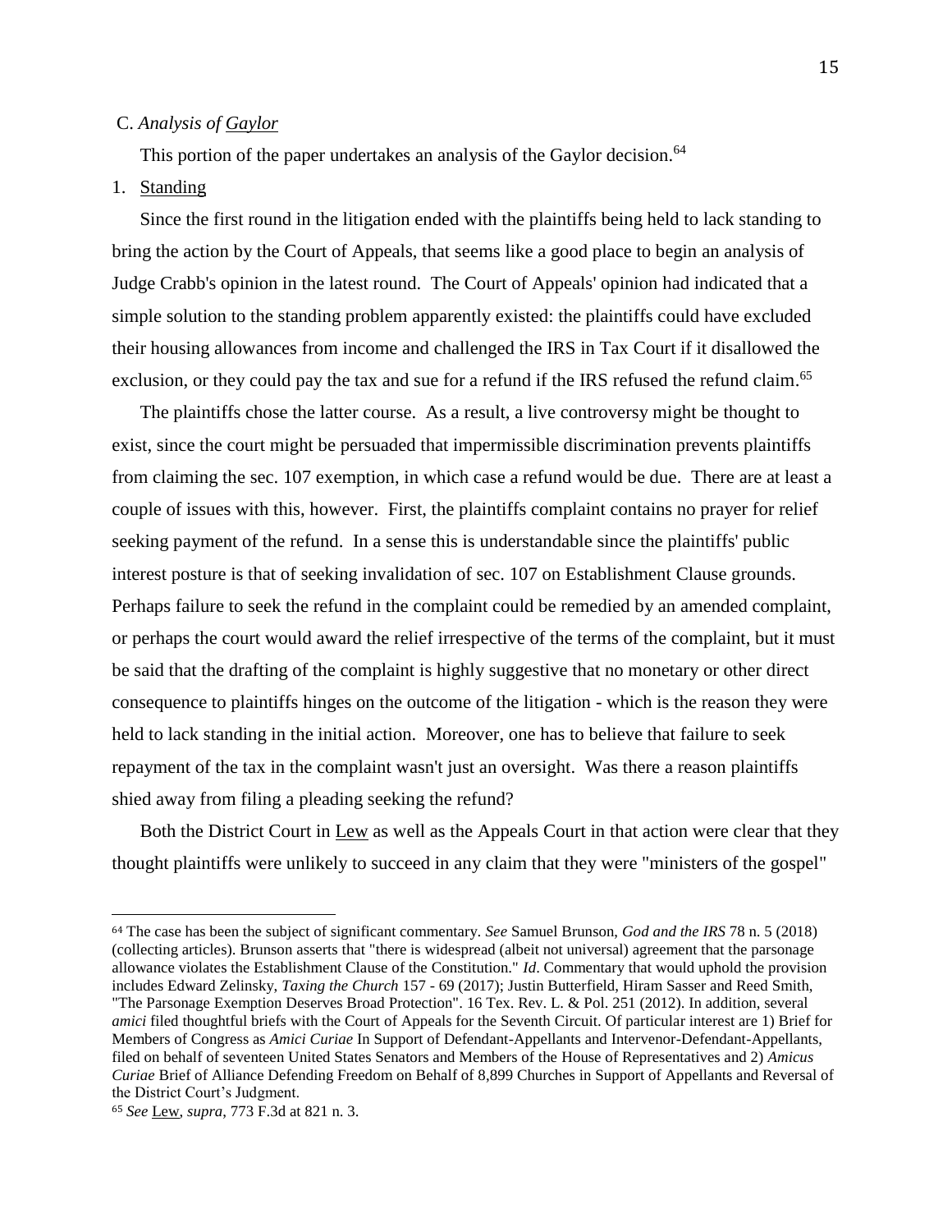### C. *Analysis of Gaylor*

This portion of the paper undertakes an analysis of the Gaylor decision.[64]

1. Standing

Since the first round in the litigation ended with the plaintiffs being held to lack standing to bring the action by the Court of Appeals, that seems like a good place to begin an analysis of Judge Crabb's opinion in the latest round. The Court of Appeals' opinion had indicated that a simple solution to the standing problem apparently existed: the plaintiffs could have excluded their housing allowances from income and challenged the IRS in Tax Court if it disallowed the exclusion, or they could pay the tax and sue for a refund if the IRS refused the refund claim.[65]

The plaintiffs chose the latter course. As a result, a live controversy might be thought to exist, since the court might be persuaded that impermissible discrimination prevents plaintiffs from claiming the sec. 107 exemption, in which case a refund would be due. There are at least a couple of issues with this, however. First, the plaintiffs complaint contains no prayer for relief seeking payment of the refund. In a sense this is understandable since the plaintiffs' public interest posture is that of seeking invalidation of sec. 107 on Establishment Clause grounds. Perhaps failure to seek the refund in the complaint could be remedied by an amended complaint, or perhaps the court would award the relief irrespective of the terms of the complaint, but it must be said that the drafting of the complaint is highly suggestive that no monetary or other direct consequence to plaintiffs hinges on the outcome of the litigation - which is the reason they were held to lack standing in the initial action. Moreover, one has to believe that failure to seek repayment of the tax in the complaint wasn't just an oversight. Was there a reason plaintiffs shied away from filing a pleading seeking the refund?

Both the District Court in Lew as well as the Appeals Court in that action were clear that they thought plaintiffs were unlikely to succeed in any claim that they were "ministers of the gospel"

---

[64] The case has been the subject of significant commentary. *See* Samuel Brunson, *God and the IRS* 78 n. 5 (2018) (collecting articles). Brunson asserts that "there is widespread (albeit not universal) agreement that the parsonage allowance violates the Establishment Clause of the Constitution." *Id*. Commentary that would uphold the provision includes Edward Zelinsky, *Taxing the Church* 157 - 69 (2017); Justin Butterfield, Hiram Sasser and Reed Smith, "The Parsonage Exemption Deserves Broad Protection". 16 Tex. Rev. L. & Pol. 251 (2012). In addition, several *amici* filed thoughtful briefs with the Court of Appeals for the Seventh Circuit. Of particular interest are 1) Brief for Members of Congress as *Amici Curiae* In Support of Defendant-Appellants and Intervenor-Defendant-Appellants, filed on behalf of seventeen United States Senators and Members of the House of Representatives and 2) *Amicus Curiae* Brief of Alliance Defending Freedom on Behalf of 8,899 Churches in Support of Appellants and Reversal of the District Court's Judgment.

[65] *See* Lew, *supra*, 773 F.3d at 821 n. 3.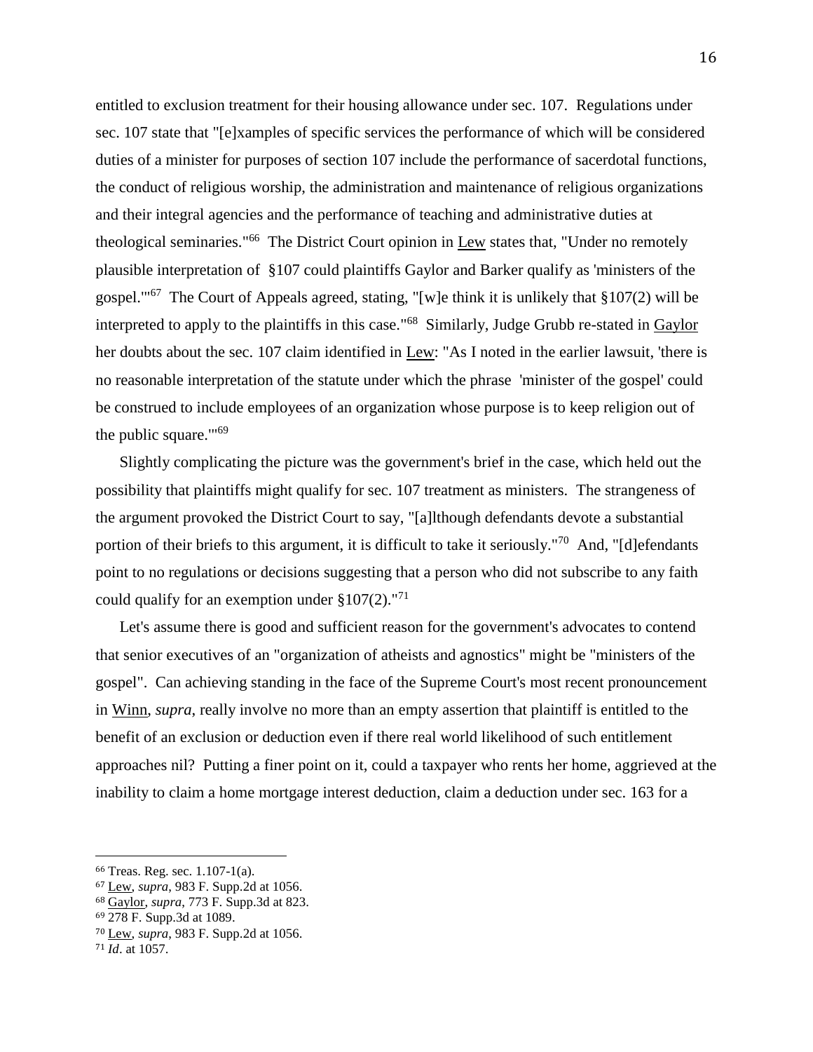entitled to exclusion treatment for their housing allowance under sec. 107. Regulations under sec. 107 state that "[e]xamples of specific services the performance of which will be considered duties of a minister for purposes of section 107 include the performance of sacerdotal functions, the conduct of religious worship, the administration and maintenance of religious organizations and their integral agencies and the performance of teaching and administrative duties at theological seminaries."[66] The District Court opinion in Lew states that, "Under no remotely plausible interpretation of §107 could plaintiffs Gaylor and Barker qualify as 'ministers of the gospel.'"[67] The Court of Appeals agreed, stating, "[w]e think it is unlikely that §107(2) will be interpreted to apply to the plaintiffs in this case."[68] Similarly, Judge Grubb re-stated in Gaylor her doubts about the sec. 107 claim identified in Lew: "As I noted in the earlier lawsuit, 'there is no reasonable interpretation of the statute under which the phrase 'minister of the gospel' could be construed to include employees of an organization whose purpose is to keep religion out of the public square.'"[69]

Slightly complicating the picture was the government's brief in the case, which held out the possibility that plaintiffs might qualify for sec. 107 treatment as ministers. The strangeness of the argument provoked the District Court to say, "[a]lthough defendants devote a substantial portion of their briefs to this argument, it is difficult to take it seriously."[70] And, "[d]efendants point to no regulations or decisions suggesting that a person who did not subscribe to any faith could qualify for an exemption under §107(2)."[71]

Let's assume there is good and sufficient reason for the government's advocates to contend that senior executives of an "organization of atheists and agnostics" might be "ministers of the gospel". Can achieving standing in the face of the Supreme Court's most recent pronouncement in Winn, *supra*, really involve no more than an empty assertion that plaintiff is entitled to the benefit of an exclusion or deduction even if there real world likelihood of such entitlement approaches nil? Putting a finer point on it, could a taxpayer who rents her home, aggrieved at the inability to claim a home mortgage interest deduction, claim a deduction under sec. 163 for a

---

[66] Treas. Reg. sec. 1.107-1(a).

[67] Lew, *supra*, 983 F. Supp.2d at 1056.

[68] Gaylor, *supra*, 773 F. Supp.3d at 823.

[69] 278 F. Supp.3d at 1089.

[70] Lew, *supra*, 983 F. Supp.2d at 1056.

[71] *Id*. at 1057.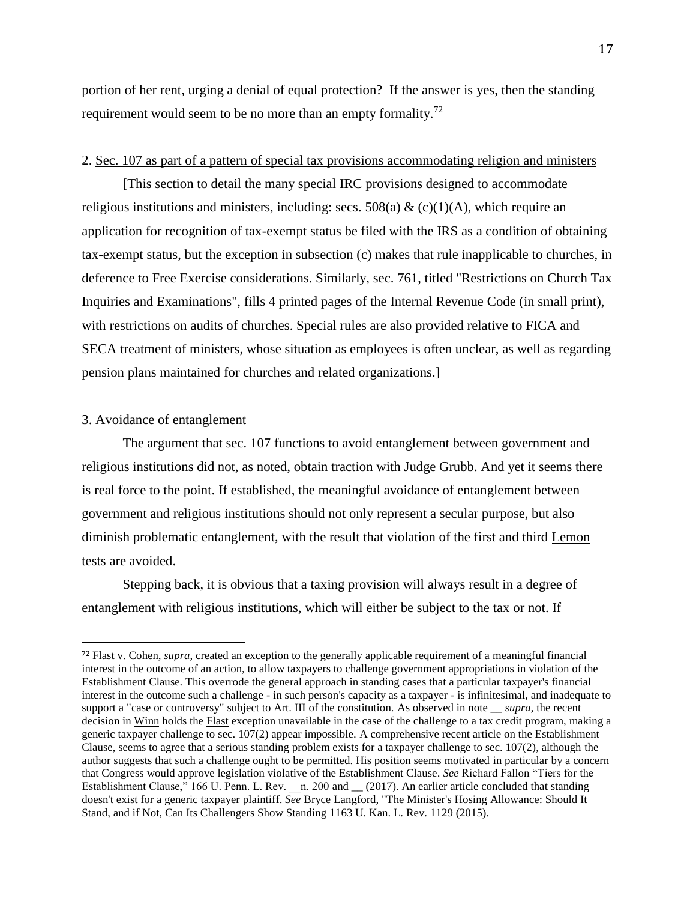portion of her rent, urging a denial of equal protection? If the answer is yes, then the standing requirement would seem to be no more than an empty formality.[72]

2. Sec. 107 as part of a pattern of special tax provisions accommodating religion and ministers

[This section to detail the many special IRC provisions designed to accommodate religious institutions and ministers, including: secs. 508(a) & (c)(1)(A), which require an application for recognition of tax-exempt status be filed with the IRS as a condition of obtaining tax-exempt status, but the exception in subsection (c) makes that rule inapplicable to churches, in deference to Free Exercise considerations. Similarly, sec. 761, titled "Restrictions on Church Tax Inquiries and Examinations", fills 4 printed pages of the Internal Revenue Code (in small print), with restrictions on audits of churches. Special rules are also provided relative to FICA and SECA treatment of ministers, whose situation as employees is often unclear, as well as regarding pension plans maintained for churches and related organizations.]

3. Avoidance of entanglement

The argument that sec. 107 functions to avoid entanglement between government and religious institutions did not, as noted, obtain traction with Judge Grubb. And yet it seems there is real force to the point. If established, the meaningful avoidance of entanglement between government and religious institutions should not only represent a secular purpose, but also diminish problematic entanglement, with the result that violation of the first and third Lemon tests are avoided.

Stepping back, it is obvious that a taxing provision will always result in a degree of entanglement with religious institutions, which will either be subject to the tax or not. If

---

[72] Flast v. Cohen, *supra*, created an exception to the generally applicable requirement of a meaningful financial interest in the outcome of an action, to allow taxpayers to challenge government appropriations in violation of the Establishment Clause. This overrode the general approach in standing cases that a particular taxpayer's financial interest in the outcome such a challenge - in such person's capacity as a taxpayer - is infinitesimal, and inadequate to support a "case or controversy" subject to Art. III of the constitution. As observed in note __ *supra*, the recent decision in Winn holds the Flast exception unavailable in the case of the challenge to a tax credit program, making a generic taxpayer challenge to sec. 107(2) appear impossible. A comprehensive recent article on the Establishment Clause, seems to agree that a serious standing problem exists for a taxpayer challenge to sec. 107(2), although the author suggests that such a challenge ought to be permitted. His position seems motivated in particular by a concern that Congress would approve legislation violative of the Establishment Clause. *See* Richard Fallon "Tiers for the Establishment Clause," 166 U. Penn. L. Rev. __n. 200 and __ (2017). An earlier article concluded that standing doesn't exist for a generic taxpayer plaintiff. *See* Bryce Langford, "The Minister's Hosing Allowance: Should It Stand, and if Not, Can Its Challengers Show Standing 1163 U. Kan. L. Rev. 1129 (2015).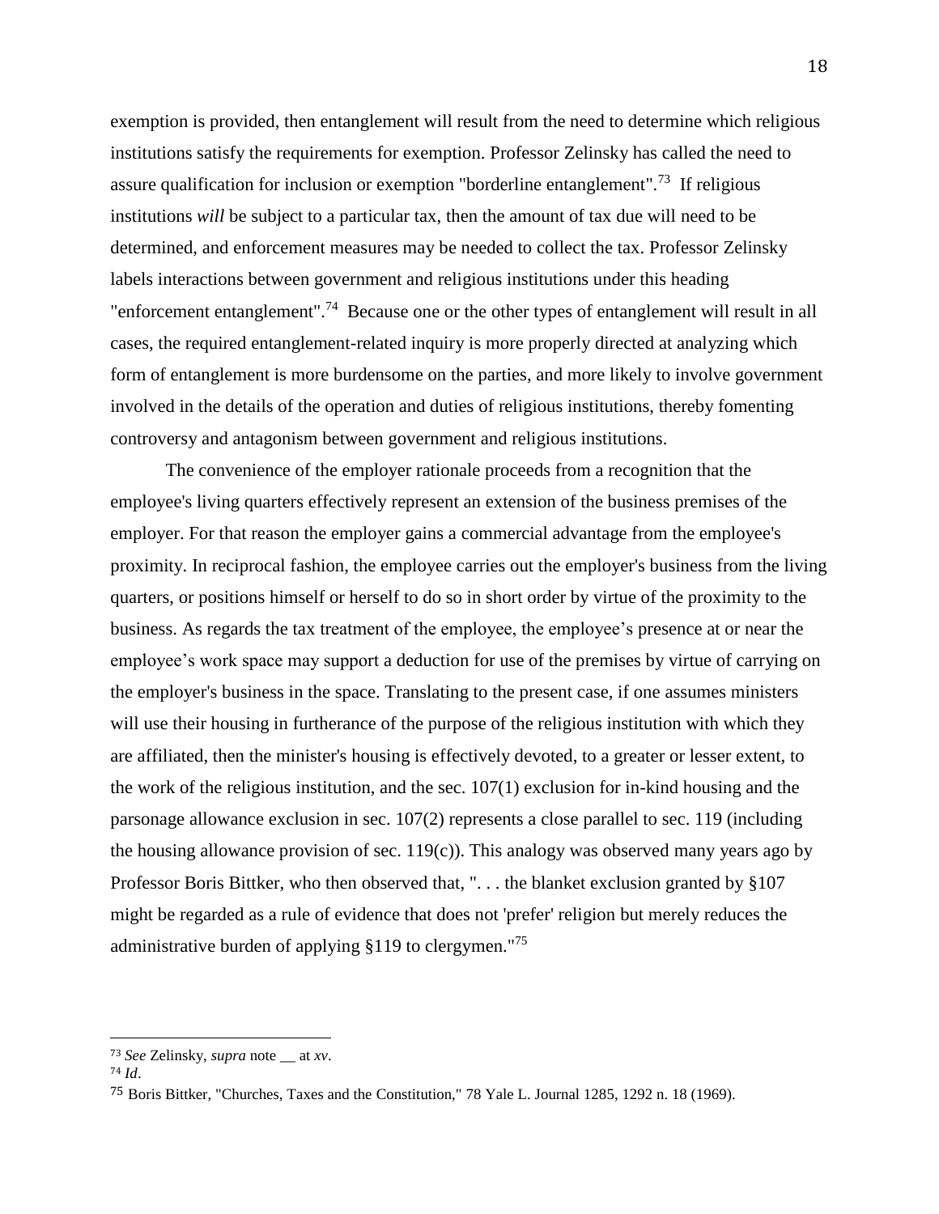exemption is provided, then entanglement will result from the need to determine which religious institutions satisfy the requirements for exemption. Professor Zelinsky has called the need to assure qualification for inclusion or exemption "borderline entanglement".[73] If religious institutions *will* be subject to a particular tax, then the amount of tax due will need to be determined, and enforcement measures may be needed to collect the tax. Professor Zelinsky labels interactions between government and religious institutions under this heading "enforcement entanglement".[74] Because one or the other types of entanglement will result in all cases, the required entanglement-related inquiry is more properly directed at analyzing which form of entanglement is more burdensome on the parties, and more likely to involve government involved in the details of the operation and duties of religious institutions, thereby fomenting controversy and antagonism between government and religious institutions.

The convenience of the employer rationale proceeds from a recognition that the employee's living quarters effectively represent an extension of the business premises of the employer. For that reason the employer gains a commercial advantage from the employee's proximity. In reciprocal fashion, the employee carries out the employer's business from the living quarters, or positions himself or herself to do so in short order by virtue of the proximity to the business. As regards the tax treatment of the employee, the employee's presence at or near the employee's work space may support a deduction for use of the premises by virtue of carrying on the employer's business in the space. Translating to the present case, if one assumes ministers will use their housing in furtherance of the purpose of the religious institution with which they are affiliated, then the minister's housing is effectively devoted, to a greater or lesser extent, to the work of the religious institution, and the sec. 107(1) exclusion for in-kind housing and the parsonage allowance exclusion in sec. 107(2) represents a close parallel to sec. 119 (including the housing allowance provision of sec. 119(c)). This analogy was observed many years ago by Professor Boris Bittker, who then observed that, ". . . the blanket exclusion granted by §107 might be regarded as a rule of evidence that does not 'prefer' religion but merely reduces the administrative burden of applying §119 to clergymen."[75]

---

[73] *See* Zelinsky, *supra* note __ at *xv*.

[74] *Id*.

[75] Boris Bittker, "Churches, Taxes and the Constitution," 78 Yale L. Journal 1285, 1292 n. 18 (1969).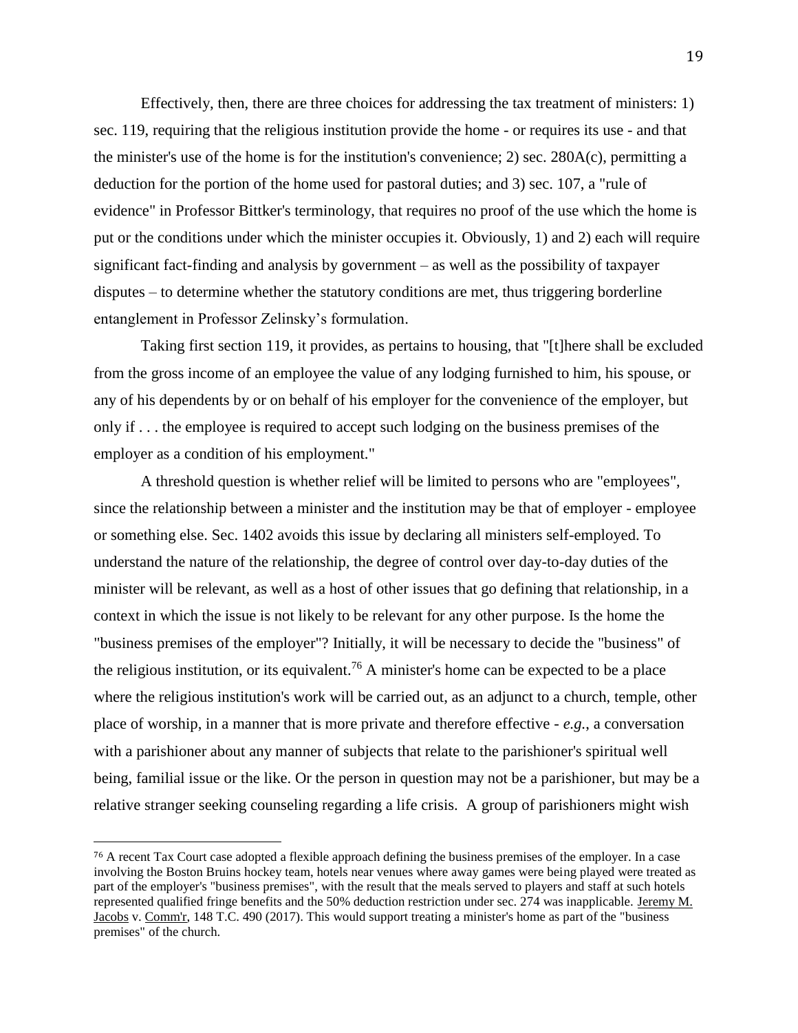Effectively, then, there are three choices for addressing the tax treatment of ministers: 1) sec. 119, requiring that the religious institution provide the home - or requires its use - and that the minister's use of the home is for the institution's convenience; 2) sec. 280A(c), permitting a deduction for the portion of the home used for pastoral duties; and 3) sec. 107, a "rule of evidence" in Professor Bittker's terminology, that requires no proof of the use which the home is put or the conditions under which the minister occupies it. Obviously, 1) and 2) each will require significant fact-finding and analysis by government – as well as the possibility of taxpayer disputes – to determine whether the statutory conditions are met, thus triggering borderline entanglement in Professor Zelinsky's formulation.

Taking first section 119, it provides, as pertains to housing, that "[t]here shall be excluded from the gross income of an employee the value of any lodging furnished to him, his spouse, or any of his dependents by or on behalf of his employer for the convenience of the employer, but only if . . . the employee is required to accept such lodging on the business premises of the employer as a condition of his employment."

A threshold question is whether relief will be limited to persons who are "employees", since the relationship between a minister and the institution may be that of employer - employee or something else. Sec. 1402 avoids this issue by declaring all ministers self-employed. To understand the nature of the relationship, the degree of control over day-to-day duties of the minister will be relevant, as well as a host of other issues that go defining that relationship, in a context in which the issue is not likely to be relevant for any other purpose. Is the home the "business premises of the employer"? Initially, it will be necessary to decide the "business" of the religious institution, or its equivalent.[76] A minister's home can be expected to be a place where the religious institution's work will be carried out, as an adjunct to a church, temple, other place of worship, in a manner that is more private and therefore effective - *e.g.*, a conversation with a parishioner about any manner of subjects that relate to the parishioner's spiritual well being, familial issue or the like. Or the person in question may not be a parishioner, but may be a relative stranger seeking counseling regarding a life crisis. A group of parishioners might wish

[76] A recent Tax Court case adopted a flexible approach defining the business premises of the employer. In a case involving the Boston Bruins hockey team, hotels near venues where away games were being played were treated as part of the employer's "business premises", with the result that the meals served to players and staff at such hotels represented qualified fringe benefits and the 50% deduction restriction under sec. 274 was inapplicable. Jeremy M. Jacobs v. Comm'r, 148 T.C. 490 (2017). This would support treating a minister's home as part of the "business premises" of the church.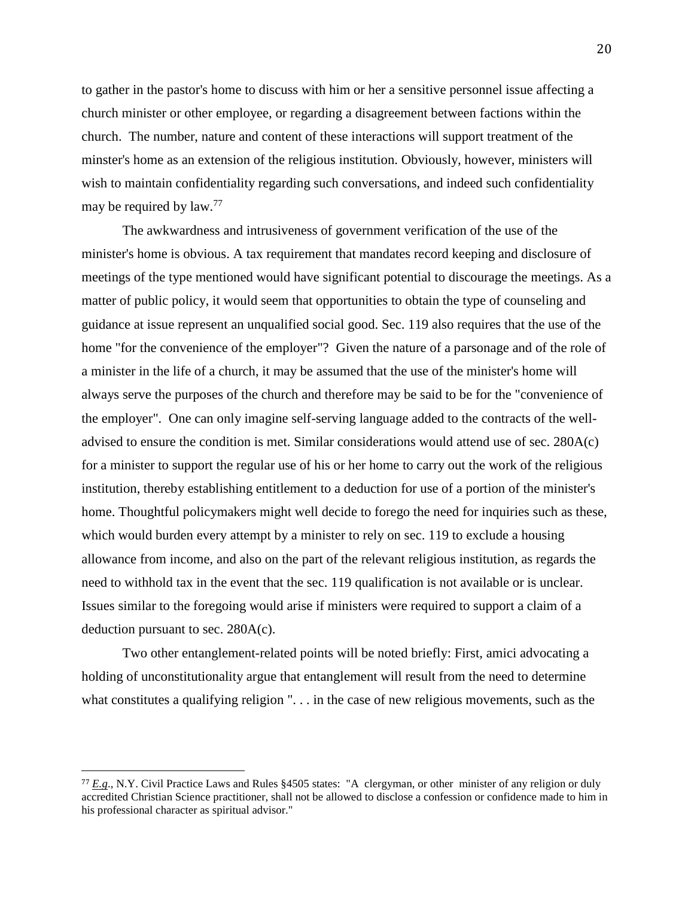to gather in the pastor's home to discuss with him or her a sensitive personnel issue affecting a church minister or other employee, or regarding a disagreement between factions within the church. The number, nature and content of these interactions will support treatment of the minster's home as an extension of the religious institution. Obviously, however, ministers will wish to maintain confidentiality regarding such conversations, and indeed such confidentiality may be required by law.[77]

The awkwardness and intrusiveness of government verification of the use of the minister's home is obvious. A tax requirement that mandates record keeping and disclosure of meetings of the type mentioned would have significant potential to discourage the meetings. As a matter of public policy, it would seem that opportunities to obtain the type of counseling and guidance at issue represent an unqualified social good. Sec. 119 also requires that the use of the home "for the convenience of the employer"? Given the nature of a parsonage and of the role of a minister in the life of a church, it may be assumed that the use of the minister's home will always serve the purposes of the church and therefore may be said to be for the "convenience of the employer". One can only imagine self-serving language added to the contracts of the well-advised to ensure the condition is met. Similar considerations would attend use of sec. 280A(c) for a minister to support the regular use of his or her home to carry out the work of the religious institution, thereby establishing entitlement to a deduction for use of a portion of the minister's home. Thoughtful policymakers might well decide to forego the need for inquiries such as these, which would burden every attempt by a minister to rely on sec. 119 to exclude a housing allowance from income, and also on the part of the relevant religious institution, as regards the need to withhold tax in the event that the sec. 119 qualification is not available or is unclear. Issues similar to the foregoing would arise if ministers were required to support a claim of a deduction pursuant to sec. 280A(c).

Two other entanglement-related points will be noted briefly: First, amici advocating a holding of unconstitutionality argue that entanglement will result from the need to determine what constitutes a qualifying religion ". . . in the case of new religious movements, such as the

---

[77] *E.g.*, N.Y. Civil Practice Laws and Rules §4505 states: "A clergyman, or other minister of any religion or duly accredited Christian Science practitioner, shall not be allowed to disclose a confession or confidence made to him in his professional character as spiritual advisor."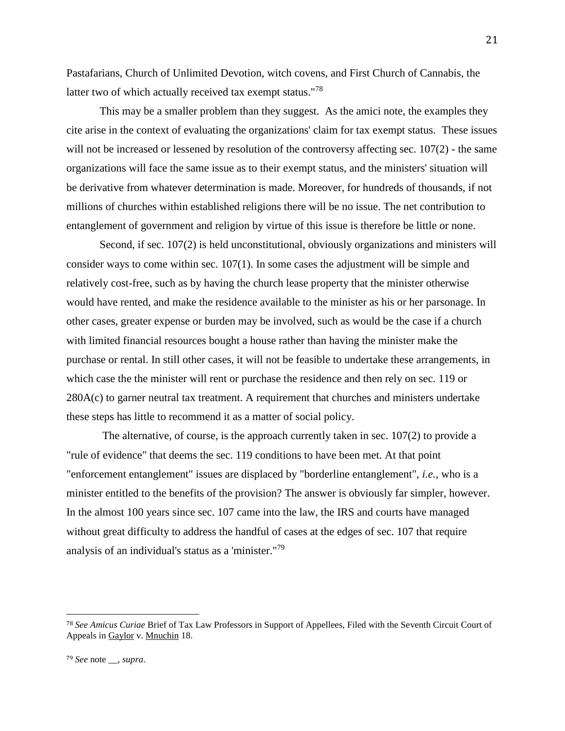Pastafarians, Church of Unlimited Devotion, witch covens, and First Church of Cannabis, the latter two of which actually received tax exempt status."[78]

This may be a smaller problem than they suggest. As the amici note, the examples they cite arise in the context of evaluating the organizations' claim for tax exempt status. These issues will not be increased or lessened by resolution of the controversy affecting sec. 107(2) - the same organizations will face the same issue as to their exempt status, and the ministers' situation will be derivative from whatever determination is made. Moreover, for hundreds of thousands, if not millions of churches within established religions there will be no issue. The net contribution to entanglement of government and religion by virtue of this issue is therefore be little or none.

Second, if sec. 107(2) is held unconstitutional, obviously organizations and ministers will consider ways to come within sec. 107(1). In some cases the adjustment will be simple and relatively cost-free, such as by having the church lease property that the minister otherwise would have rented, and make the residence available to the minister as his or her parsonage. In other cases, greater expense or burden may be involved, such as would be the case if a church with limited financial resources bought a house rather than having the minister make the purchase or rental. In still other cases, it will not be feasible to undertake these arrangements, in which case the the minister will rent or purchase the residence and then rely on sec. 119 or 280A(c) to garner neutral tax treatment. A requirement that churches and ministers undertake these steps has little to recommend it as a matter of social policy.

The alternative, of course, is the approach currently taken in sec. 107(2) to provide a "rule of evidence" that deems the sec. 119 conditions to have been met. At that point "enforcement entanglement" issues are displaced by "borderline entanglement", *i.e.*, who is a minister entitled to the benefits of the provision? The answer is obviously far simpler, however. In the almost 100 years since sec. 107 came into the law, the IRS and courts have managed without great difficulty to address the handful of cases at the edges of sec. 107 that require analysis of an individual's status as a 'minister."[79]

---

[78] *See Amicus Curiae* Brief of Tax Law Professors in Support of Appellees, Filed with the Seventh Circuit Court of Appeals in Gaylor v. Mnuchin 18.

[79] *See* note __, *supra*.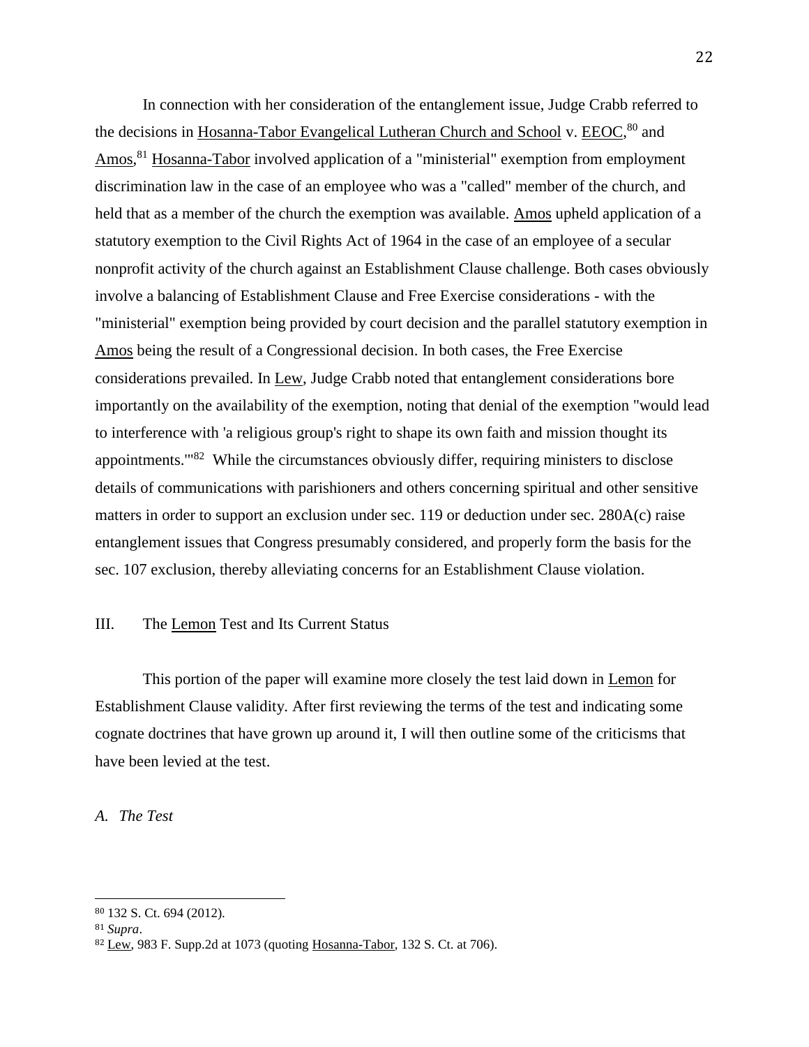In connection with her consideration of the entanglement issue, Judge Crabb referred to the decisions in Hosanna-Tabor Evangelical Lutheran Church and School v. EEOC,[80] and Amos,[81] Hosanna-Tabor involved application of a "ministerial" exemption from employment discrimination law in the case of an employee who was a "called" member of the church, and held that as a member of the church the exemption was available. Amos upheld application of a statutory exemption to the Civil Rights Act of 1964 in the case of an employee of a secular nonprofit activity of the church against an Establishment Clause challenge. Both cases obviously involve a balancing of Establishment Clause and Free Exercise considerations - with the "ministerial" exemption being provided by court decision and the parallel statutory exemption in Amos being the result of a Congressional decision. In both cases, the Free Exercise considerations prevailed. In Lew, Judge Crabb noted that entanglement considerations bore importantly on the availability of the exemption, noting that denial of the exemption "would lead to interference with 'a religious group's right to shape its own faith and mission thought its appointments.'"[82] While the circumstances obviously differ, requiring ministers to disclose details of communications with parishioners and others concerning spiritual and other sensitive matters in order to support an exclusion under sec. 119 or deduction under sec. 280A(c) raise entanglement issues that Congress presumably considered, and properly form the basis for the sec. 107 exclusion, thereby alleviating concerns for an Establishment Clause violation.

## III. The Lemon Test and Its Current Status

This portion of the paper will examine more closely the test laid down in Lemon for Establishment Clause validity. After first reviewing the terms of the test and indicating some cognate doctrines that have grown up around it, I will then outline some of the criticisms that have been levied at the test.

### *A. The Test*

---

[80] 132 S. Ct. 694 (2012).

[81] *Supra*.

[82] Lew, 983 F. Supp.2d at 1073 (quoting Hosanna-Tabor, 132 S. Ct. at 706).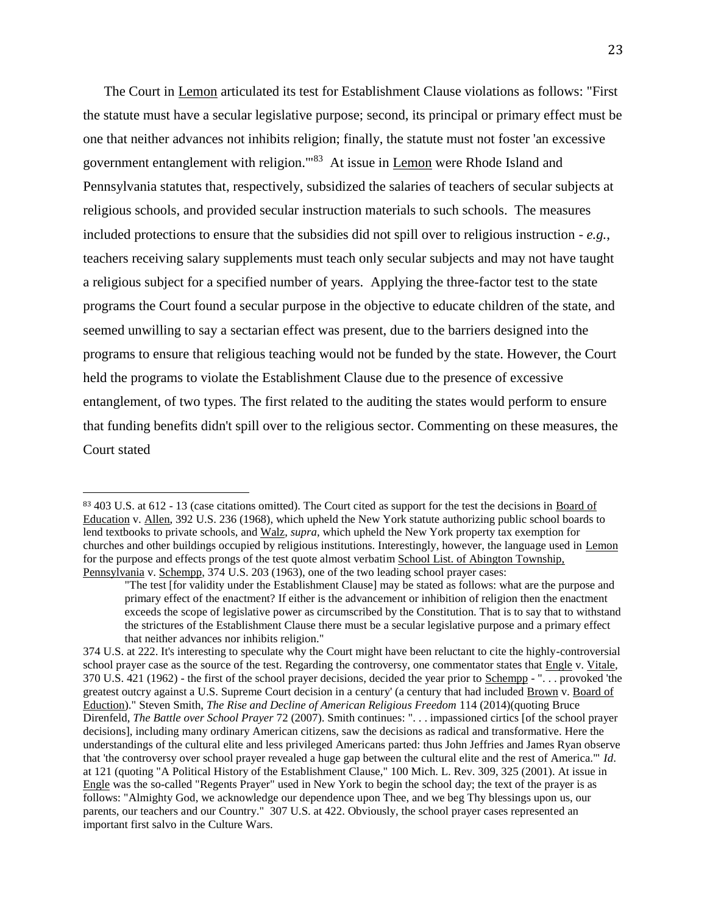The Court in Lemon articulated its test for Establishment Clause violations as follows: "First the statute must have a secular legislative purpose; second, its principal or primary effect must be one that neither advances not inhibits religion; finally, the statute must not foster 'an excessive government entanglement with religion.'"[83] At issue in Lemon were Rhode Island and Pennsylvania statutes that, respectively, subsidized the salaries of teachers of secular subjects at religious schools, and provided secular instruction materials to such schools. The measures included protections to ensure that the subsidies did not spill over to religious instruction - *e.g.*, teachers receiving salary supplements must teach only secular subjects and may not have taught a religious subject for a specified number of years. Applying the three-factor test to the state programs the Court found a secular purpose in the objective to educate children of the state, and seemed unwilling to say a sectarian effect was present, due to the barriers designed into the programs to ensure that religious teaching would not be funded by the state. However, the Court held the programs to violate the Establishment Clause due to the presence of excessive entanglement, of two types. The first related to the auditing the states would perform to ensure that funding benefits didn't spill over to the religious sector. Commenting on these measures, the Court stated

---

[83] 403 U.S. at 612 - 13 (case citations omitted). The Court cited as support for the test the decisions in Board of Education v. Allen, 392 U.S. 236 (1968), which upheld the New York statute authorizing public school boards to lend textbooks to private schools, and Walz, *supra*, which upheld the New York property tax exemption for churches and other buildings occupied by religious institutions. Interestingly, however, the language used in Lemon for the purpose and effects prongs of the test quote almost verbatim School List. of Abington Township, Pennsylvania v. Schempp, 374 U.S. 203 (1963), one of the two leading school prayer cases:

> "The test [for validity under the Establishment Clause] may be stated as follows: what are the purpose and primary effect of the enactment? If either is the advancement or inhibition of religion then the enactment exceeds the scope of legislative power as circumscribed by the Constitution. That is to say that to withstand the strictures of the Establishment Clause there must be a secular legislative purpose and a primary effect that neither advances nor inhibits religion."

374 U.S. at 222. It's interesting to speculate why the Court might have been reluctant to cite the highly-controversial school prayer case as the source of the test. Regarding the controversy, one commentator states that Engle v. Vitale, 370 U.S. 421 (1962) - the first of the school prayer decisions, decided the year prior to Schempp - ". . . provoked 'the greatest outcry against a U.S. Supreme Court decision in a century' (a century that had included Brown v. Board of Eduction)." Steven Smith, *The Rise and Decline of American Religious Freedom* 114 (2014)(quoting Bruce Direnfeld, *The Battle over School Prayer* 72 (2007). Smith continues: ". . . impassioned cirtics [of the school prayer decisions], including many ordinary American citizens, saw the decisions as radical and transformative. Here the understandings of the cultural elite and less privileged Americans parted: thus John Jeffries and James Ryan observe that 'the controversy over school prayer revealed a huge gap between the cultural elite and the rest of America.'" *Id*. at 121 (quoting "A Political History of the Establishment Clause," 100 Mich. L. Rev. 309, 325 (2001). At issue in Engle was the so-called "Regents Prayer" used in New York to begin the school day; the text of the prayer is as follows: "Almighty God, we acknowledge our dependence upon Thee, and we beg Thy blessings upon us, our parents, our teachers and our Country." 307 U.S. at 422. Obviously, the school prayer cases represented an important first salvo in the Culture Wars.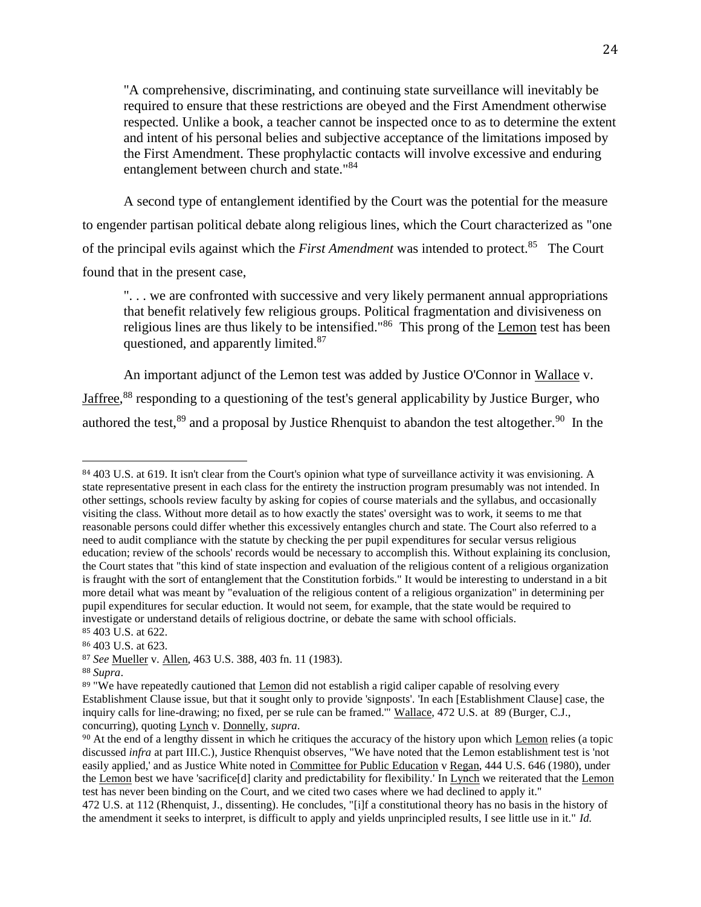"A comprehensive, discriminating, and continuing state surveillance will inevitably be required to ensure that these restrictions are obeyed and the First Amendment otherwise respected. Unlike a book, a teacher cannot be inspected once to as to determine the extent and intent of his personal belies and subjective acceptance of the limitations imposed by the First Amendment. These prophylactic contacts will involve excessive and enduring entanglement between church and state."[84]

A second type of entanglement identified by the Court was the potential for the measure to engender partisan political debate along religious lines, which the Court characterized as "one of the principal evils against which the *First Amendment* was intended to protect.[85] The Court found that in the present case,

". . . we are confronted with successive and very likely permanent annual appropriations that benefit relatively few religious groups. Political fragmentation and divisiveness on religious lines are thus likely to be intensified."[86] This prong of the Lemon test has been questioned, and apparently limited.[87]

An important adjunct of the Lemon test was added by Justice O'Connor in Wallace v. Jaffree,[88] responding to a questioning of the test's general applicability by Justice Burger, who authored the test,[89] and a proposal by Justice Rhenquist to abandon the test altogether.[90] In the

---

[84] 403 U.S. at 619. It isn't clear from the Court's opinion what type of surveillance activity it was envisioning. A state representative present in each class for the entirety the instruction program presumably was not intended. In other settings, schools review faculty by asking for copies of course materials and the syllabus, and occasionally visiting the class. Without more detail as to how exactly the states' oversight was to work, it seems to me that reasonable persons could differ whether this excessively entangles church and state. The Court also referred to a need to audit compliance with the statute by checking the per pupil expenditures for secular versus religious education; review of the schools' records would be necessary to accomplish this. Without explaining its conclusion, the Court states that "this kind of state inspection and evaluation of the religious content of a religious organization is fraught with the sort of entanglement that the Constitution forbids." It would be interesting to understand in a bit more detail what was meant by "evaluation of the religious content of a religious organization" in determining per pupil expenditures for secular eduction. It would not seem, for example, that the state would be required to investigate or understand details of religious doctrine, or debate the same with school officials.

[85] 403 U.S. at 622.

[86] 403 U.S. at 623.

[87] *See* Mueller v. Allen, 463 U.S. 388, 403 fn. 11 (1983).

[88] *Supra*.

[89] "We have repeatedly cautioned that Lemon did not establish a rigid caliper capable of resolving every Establishment Clause issue, but that it sought only to provide 'signposts'. 'In each [Establishment Clause] case, the inquiry calls for line-drawing; no fixed, per se rule can be framed.'" Wallace, 472 U.S. at 89 (Burger, C.J., concurring), quoting Lynch v. Donnelly, *supra*.

[90] At the end of a lengthy dissent in which he critiques the accuracy of the history upon which Lemon relies (a topic discussed *infra* at part III.C.), Justice Rhenquist observes, "We have noted that the Lemon establishment test is 'not easily applied,' and as Justice White noted in Committee for Public Education v Regan, 444 U.S. 646 (1980), under the Lemon best we have 'sacrifice[d] clarity and predictability for flexibility.' In Lynch we reiterated that the Lemon test has never been binding on the Court, and we cited two cases where we had declined to apply it." 472 U.S. at 112 (Rhenquist, J., dissenting). He concludes, "[i]f a constitutional theory has no basis in the history of the amendment it seeks to interpret, is difficult to apply and yields unprincipled results, I see little use in it." *Id.*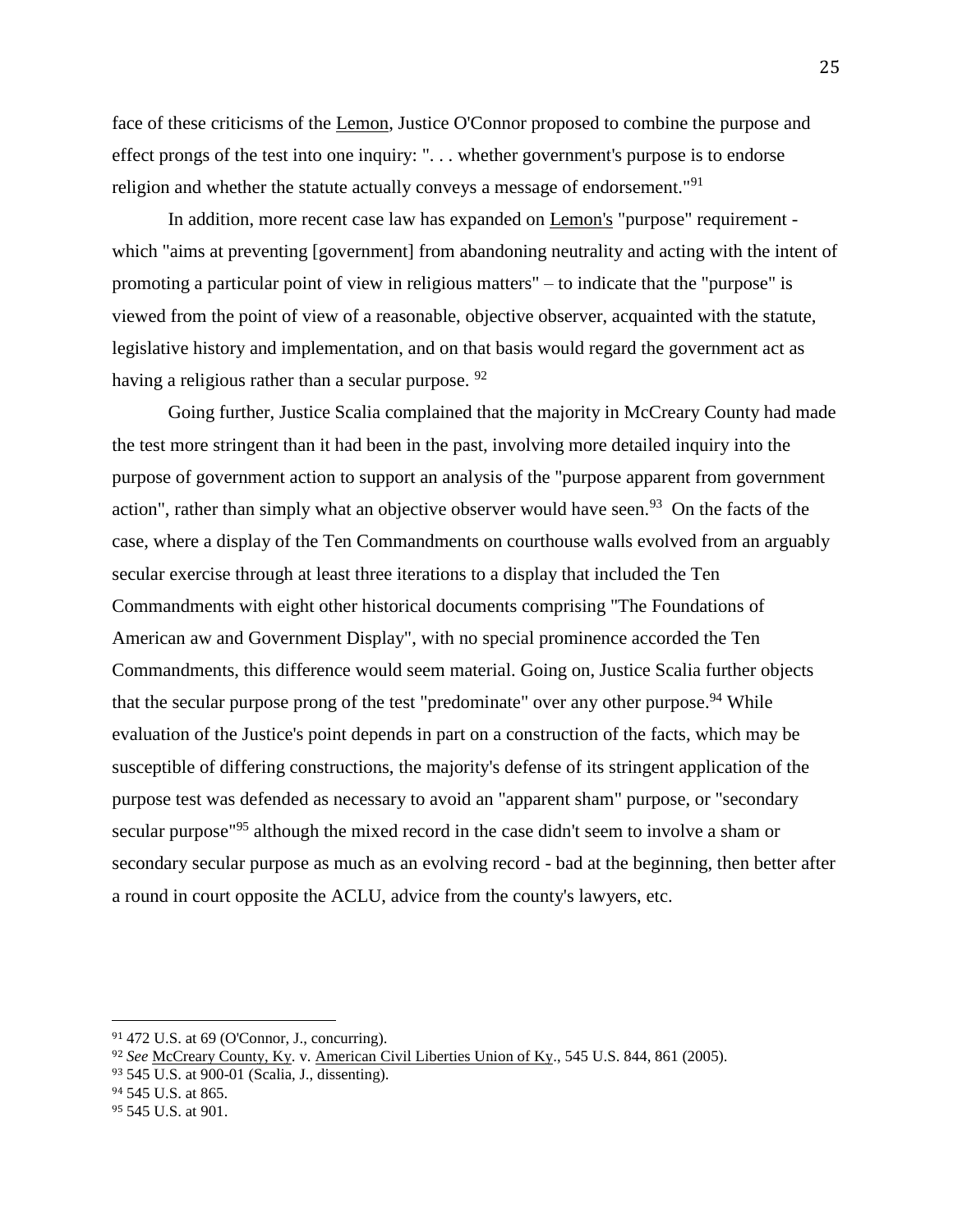face of these criticisms of the Lemon, Justice O'Connor proposed to combine the purpose and effect prongs of the test into one inquiry: ". . . whether government's purpose is to endorse religion and whether the statute actually conveys a message of endorsement."[91]

In addition, more recent case law has expanded on Lemon's "purpose" requirement - which "aims at preventing [government] from abandoning neutrality and acting with the intent of promoting a particular point of view in religious matters" – to indicate that the "purpose" is viewed from the point of view of a reasonable, objective observer, acquainted with the statute, legislative history and implementation, and on that basis would regard the government act as having a religious rather than a secular purpose. [92]

Going further, Justice Scalia complained that the majority in McCreary County had made the test more stringent than it had been in the past, involving more detailed inquiry into the purpose of government action to support an analysis of the "purpose apparent from government action", rather than simply what an objective observer would have seen.[93] On the facts of the case, where a display of the Ten Commandments on courthouse walls evolved from an arguably secular exercise through at least three iterations to a display that included the Ten Commandments with eight other historical documents comprising "The Foundations of American aw and Government Display", with no special prominence accorded the Ten Commandments, this difference would seem material. Going on, Justice Scalia further objects that the secular purpose prong of the test "predominate" over any other purpose.[94] While evaluation of the Justice's point depends in part on a construction of the facts, which may be susceptible of differing constructions, the majority's defense of its stringent application of the purpose test was defended as necessary to avoid an "apparent sham" purpose, or "secondary secular purpose"[95] although the mixed record in the case didn't seem to involve a sham or secondary secular purpose as much as an evolving record - bad at the beginning, then better after a round in court opposite the ACLU, advice from the county's lawyers, etc.

---

[91] 472 U.S. at 69 (O'Connor, J., concurring).

[92] *See* McCreary County, Ky. v. American Civil Liberties Union of Ky., 545 U.S. 844, 861 (2005).

[93] 545 U.S. at 900-01 (Scalia, J., dissenting).

[94] 545 U.S. at 865.

[95] 545 U.S. at 901.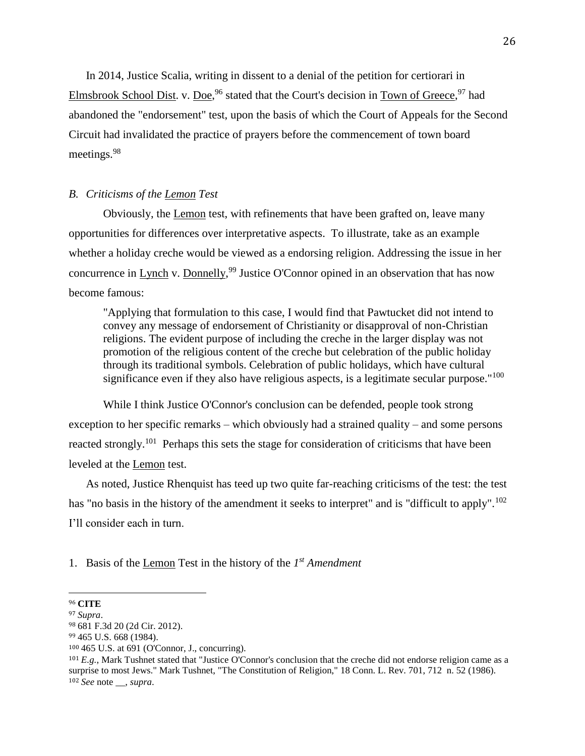In 2014, Justice Scalia, writing in dissent to a denial of the petition for certiorari in Elmsbrook School Dist. v. Doe,[96] stated that the Court's decision in Town of Greece,[97] had abandoned the "endorsement" test, upon the basis of which the Court of Appeals for the Second Circuit had invalidated the practice of prayers before the commencement of town board meetings.[98]

### *B. Criticisms of the Lemon Test*

Obviously, the Lemon test, with refinements that have been grafted on, leave many opportunities for differences over interpretative aspects. To illustrate, take as an example whether a holiday creche would be viewed as a endorsing religion. Addressing the issue in her concurrence in Lynch v. Donnelly,[99] Justice O'Connor opined in an observation that has now become famous:

> "Applying that formulation to this case, I would find that Pawtucket did not intend to convey any message of endorsement of Christianity or disapproval of non-Christian religions. The evident purpose of including the creche in the larger display was not promotion of the religious content of the creche but celebration of the public holiday through its traditional symbols. Celebration of public holidays, which have cultural significance even if they also have religious aspects, is a legitimate secular purpose."[100]

While I think Justice O'Connor's conclusion can be defended, people took strong exception to her specific remarks – which obviously had a strained quality – and some persons reacted strongly.[101] Perhaps this sets the stage for consideration of criticisms that have been leveled at the Lemon test.

As noted, Justice Rhenquist has teed up two quite far-reaching criticisms of the test: the test has "no basis in the history of the amendment it seeks to interpret" and is "difficult to apply".[102] I'll consider each in turn.

1. Basis of the Lemon Test in the history of the *1st Amendment*

---

[96] **CITE**

[97] *Supra*.

[98] 681 F.3d 20 (2d Cir. 2012).

[99] 465 U.S. 668 (1984).

[100] 465 U.S. at 691 (O'Connor, J., concurring).

[101] *E.g.*, Mark Tushnet stated that "Justice O'Connor's conclusion that the creche did not endorse religion came as a surprise to most Jews." Mark Tushnet, "The Constitution of Religion," 18 Conn. L. Rev. 701, 712 n. 52 (1986).

[102] *See* note __, *supra*.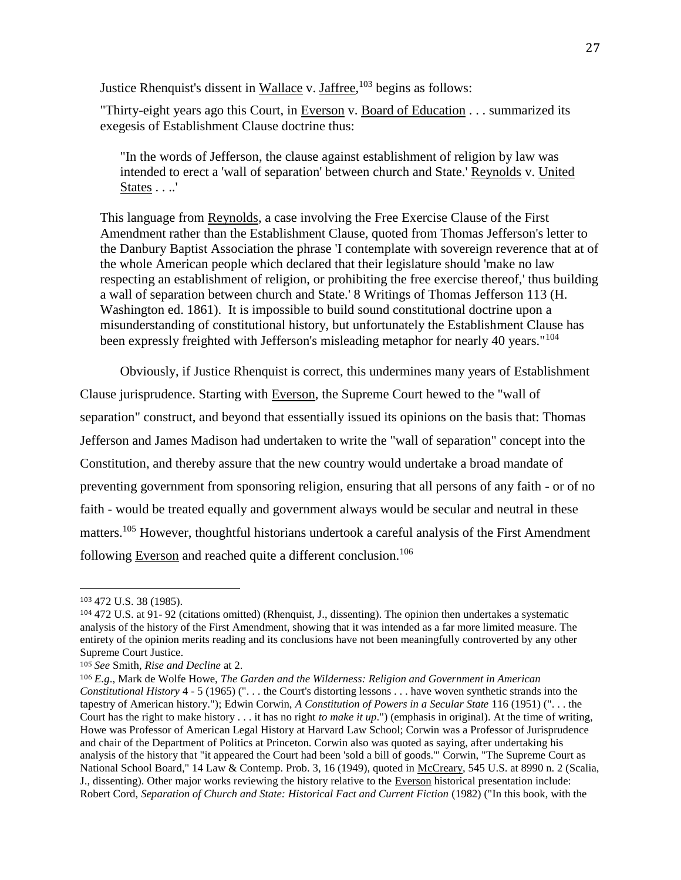Justice Rhenquist's dissent in Wallace v. Jaffree,[103] begins as follows:

"Thirty-eight years ago this Court, in Everson v. Board of Education . . . summarized its exegesis of Establishment Clause doctrine thus:

> "In the words of Jefferson, the clause against establishment of religion by law was intended to erect a 'wall of separation' between church and State.' Reynolds v. United States . . ..'

This language from Reynolds, a case involving the Free Exercise Clause of the First Amendment rather than the Establishment Clause, quoted from Thomas Jefferson's letter to the Danbury Baptist Association the phrase 'I contemplate with sovereign reverence that at of the whole American people which declared that their legislature should 'make no law respecting an establishment of religion, or prohibiting the free exercise thereof,' thus building a wall of separation between church and State.' 8 Writings of Thomas Jefferson 113 (H. Washington ed. 1861). It is impossible to build sound constitutional doctrine upon a misunderstanding of constitutional history, but unfortunately the Establishment Clause has been expressly freighted with Jefferson's misleading metaphor for nearly 40 years."[104]

Obviously, if Justice Rhenquist is correct, this undermines many years of Establishment Clause jurisprudence. Starting with Everson, the Supreme Court hewed to the "wall of separation" construct, and beyond that essentially issued its opinions on the basis that: Thomas Jefferson and James Madison had undertaken to write the "wall of separation" concept into the Constitution, and thereby assure that the new country would undertake a broad mandate of preventing government from sponsoring religion, ensuring that all persons of any faith - or of no faith - would be treated equally and government always would be secular and neutral in these matters.[105] However, thoughtful historians undertook a careful analysis of the First Amendment following Everson and reached quite a different conclusion.[106]

---

[103] 472 U.S. 38 (1985).

[104] 472 U.S. at 91- 92 (citations omitted) (Rhenquist, J., dissenting). The opinion then undertakes a systematic analysis of the history of the First Amendment, showing that it was intended as a far more limited measure. The entirety of the opinion merits reading and its conclusions have not been meaningfully controverted by any other Supreme Court Justice.

[105] *See* Smith, *Rise and Decline* at 2.

[106] *E.g*., Mark de Wolfe Howe, *The Garden and the Wilderness: Religion and Government in American Constitutional History* 4 - 5 (1965) (". . . the Court's distorting lessons . . . have woven synthetic strands into the tapestry of American history."); Edwin Corwin, *A Constitution of Powers in a Secular State* 116 (1951) (". . . the Court has the right to make history . . . it has no right *to make it up*.") (emphasis in original). At the time of writing, Howe was Professor of American Legal History at Harvard Law School; Corwin was a Professor of Jurisprudence and chair of the Department of Politics at Princeton. Corwin also was quoted as saying, after undertaking his analysis of the history that "it appeared the Court had been 'sold a bill of goods.'" Corwin, "The Supreme Court as National School Board," 14 Law & Contemp. Prob. 3, 16 (1949), quoted in McCreary, 545 U.S. at 8990 n. 2 (Scalia, J., dissenting). Other major works reviewing the history relative to the Everson historical presentation include: Robert Cord, *Separation of Church and State: Historical Fact and Current Fiction* (1982) ("In this book, with the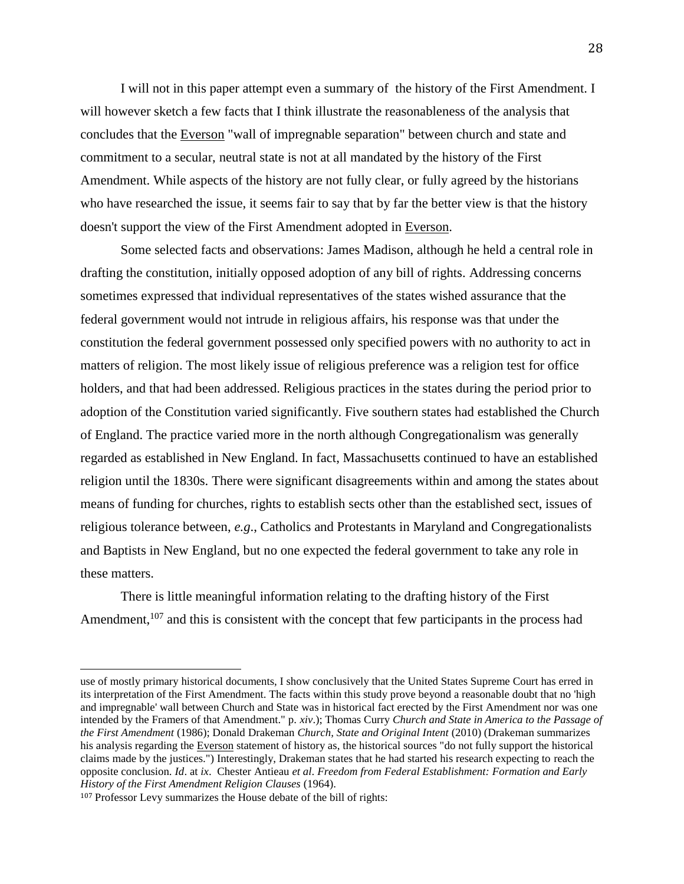I will not in this paper attempt even a summary of the history of the First Amendment. I will however sketch a few facts that I think illustrate the reasonableness of the analysis that concludes that the Everson "wall of impregnable separation" between church and state and commitment to a secular, neutral state is not at all mandated by the history of the First Amendment. While aspects of the history are not fully clear, or fully agreed by the historians who have researched the issue, it seems fair to say that by far the better view is that the history doesn't support the view of the First Amendment adopted in Everson.

Some selected facts and observations: James Madison, although he held a central role in drafting the constitution, initially opposed adoption of any bill of rights. Addressing concerns sometimes expressed that individual representatives of the states wished assurance that the federal government would not intrude in religious affairs, his response was that under the constitution the federal government possessed only specified powers with no authority to act in matters of religion. The most likely issue of religious preference was a religion test for office holders, and that had been addressed. Religious practices in the states during the period prior to adoption of the Constitution varied significantly. Five southern states had established the Church of England. The practice varied more in the north although Congregationalism was generally regarded as established in New England. In fact, Massachusetts continued to have an established religion until the 1830s. There were significant disagreements within and among the states about means of funding for churches, rights to establish sects other than the established sect, issues of religious tolerance between, *e.g.*, Catholics and Protestants in Maryland and Congregationalists and Baptists in New England, but no one expected the federal government to take any role in these matters.

There is little meaningful information relating to the drafting history of the First Amendment,[107] and this is consistent with the concept that few participants in the process had

---

use of mostly primary historical documents, I show conclusively that the United States Supreme Court has erred in its interpretation of the First Amendment. The facts within this study prove beyond a reasonable doubt that no 'high and impregnable' wall between Church and State was in historical fact erected by the First Amendment nor was one intended by the Framers of that Amendment." p. *xiv*.); Thomas Curry *Church and State in America to the Passage of the First Amendment* (1986); Donald Drakeman *Church, State and Original Intent* (2010) (Drakeman summarizes his analysis regarding the Everson statement of history as, the historical sources "do not fully support the historical claims made by the justices.") Interestingly, Drakeman states that he had started his research expecting to reach the opposite conclusion. *Id*. at *ix*. Chester Antieau *et al*. *Freedom from Federal Establishment: Formation and Early History of the First Amendment Religion Clauses* (1964).

[107] Professor Levy summarizes the House debate of the bill of rights: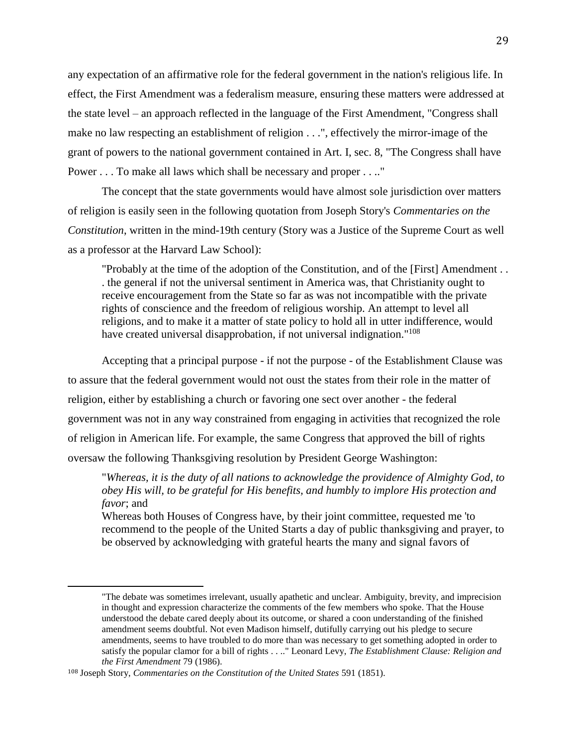any expectation of an affirmative role for the federal government in the nation's religious life. In effect, the First Amendment was a federalism measure, ensuring these matters were addressed at the state level – an approach reflected in the language of the First Amendment, "Congress shall make no law respecting an establishment of religion . . .", effectively the mirror-image of the grant of powers to the national government contained in Art. I, sec. 8, "The Congress shall have Power . . . To make all laws which shall be necessary and proper . . .."

The concept that the state governments would have almost sole jurisdiction over matters of religion is easily seen in the following quotation from Joseph Story's *Commentaries on the Constitution*, written in the mind-19th century (Story was a Justice of the Supreme Court as well as a professor at the Harvard Law School):

> "Probably at the time of the adoption of the Constitution, and of the [First] Amendment . . . the general if not the universal sentiment in America was, that Christianity ought to receive encouragement from the State so far as was not incompatible with the private rights of conscience and the freedom of religious worship. An attempt to level all religions, and to make it a matter of state policy to hold all in utter indifference, would have created universal disapprobation, if not universal indignation."[108]

Accepting that a principal purpose - if not the purpose - of the Establishment Clause was to assure that the federal government would not oust the states from their role in the matter of religion, either by establishing a church or favoring one sect over another - the federal government was not in any way constrained from engaging in activities that recognized the role of religion in American life. For example, the same Congress that approved the bill of rights oversaw the following Thanksgiving resolution by President George Washington:

> "*Whereas, it is the duty of all nations to acknowledge the providence of Almighty God, to obey His will, to be grateful for His benefits, and humbly to implore His protection and favor*; and
> Whereas both Houses of Congress have, by their joint committee, requested me 'to recommend to the people of the United Starts a day of public thanksgiving and prayer, to be observed by acknowledging with grateful hearts the many and signal favors of

---

"The debate was sometimes irrelevant, usually apathetic and unclear. Ambiguity, brevity, and imprecision in thought and expression characterize the comments of the few members who spoke. That the House understood the debate cared deeply about its outcome, or shared a coon understanding of the finished amendment seems doubtful. Not even Madison himself, dutifully carrying out his pledge to secure amendments, seems to have troubled to do more than was necessary to get something adopted in order to satisfy the popular clamor for a bill of rights . . .." Leonard Levy, *The Establishment Clause: Religion and the First Amendment* 79 (1986).

[108] Joseph Story, *Commentaries on the Constitution of the United States* 591 (1851).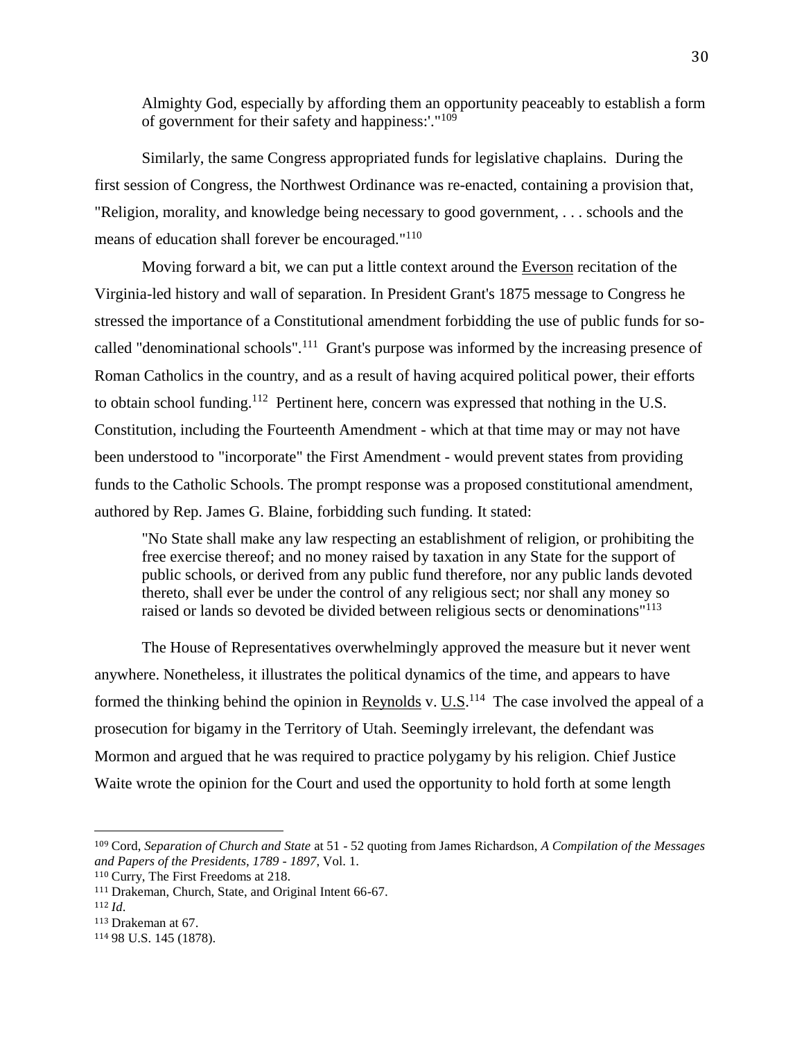> Almighty God, especially by affording them an opportunity peaceably to establish a form of government for their safety and happiness:'."[109]

Similarly, the same Congress appropriated funds for legislative chaplains. During the first session of Congress, the Northwest Ordinance was re-enacted, containing a provision that, "Religion, morality, and knowledge being necessary to good government, . . . schools and the means of education shall forever be encouraged."[110]

Moving forward a bit, we can put a little context around the Everson recitation of the Virginia-led history and wall of separation. In President Grant's 1875 message to Congress he stressed the importance of a Constitutional amendment forbidding the use of public funds for so-called "denominational schools".[111] Grant's purpose was informed by the increasing presence of Roman Catholics in the country, and as a result of having acquired political power, their efforts to obtain school funding.[112] Pertinent here, concern was expressed that nothing in the U.S. Constitution, including the Fourteenth Amendment - which at that time may or may not have been understood to "incorporate" the First Amendment - would prevent states from providing funds to the Catholic Schools. The prompt response was a proposed constitutional amendment, authored by Rep. James G. Blaine, forbidding such funding. It stated:

> "No State shall make any law respecting an establishment of religion, or prohibiting the free exercise thereof; and no money raised by taxation in any State for the support of public schools, or derived from any public fund therefore, nor any public lands devoted thereto, shall ever be under the control of any religious sect; nor shall any money so raised or lands so devoted be divided between religious sects or denominations"[113]

The House of Representatives overwhelmingly approved the measure but it never went anywhere. Nonetheless, it illustrates the political dynamics of the time, and appears to have formed the thinking behind the opinion in Reynolds v. U.S.[114] The case involved the appeal of a prosecution for bigamy in the Territory of Utah. Seemingly irrelevant, the defendant was Mormon and argued that he was required to practice polygamy by his religion. Chief Justice Waite wrote the opinion for the Court and used the opportunity to hold forth at some length

---

[109] Cord, *Separation of Church and State* at 51 - 52 quoting from James Richardson, *A Compilation of the Messages and Papers of the Presidents, 1789 - 1897*, Vol. 1.

[110] Curry, The First Freedoms at 218.

[111] Drakeman, Church, State, and Original Intent 66-67.

[112] *Id*.

[113] Drakeman at 67.

[114] 98 U.S. 145 (1878).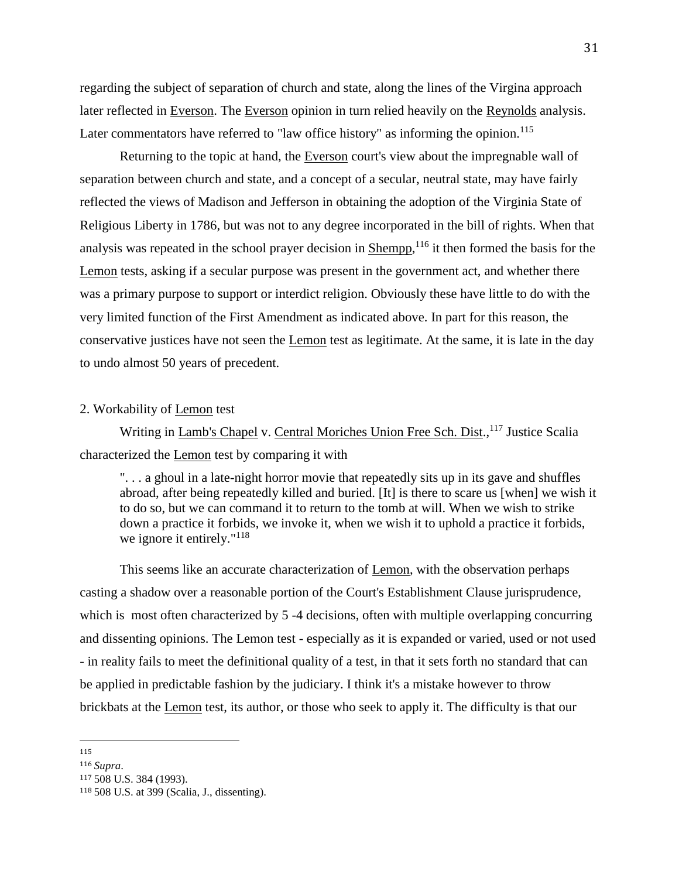regarding the subject of separation of church and state, along the lines of the Virgina approach later reflected in Everson. The Everson opinion in turn relied heavily on the Reynolds analysis. Later commentators have referred to "law office history" as informing the opinion.[115]

Returning to the topic at hand, the Everson court's view about the impregnable wall of separation between church and state, and a concept of a secular, neutral state, may have fairly reflected the views of Madison and Jefferson in obtaining the adoption of the Virginia State of Religious Liberty in 1786, but was not to any degree incorporated in the bill of rights. When that analysis was repeated in the school prayer decision in Shempp,[116] it then formed the basis for the Lemon tests, asking if a secular purpose was present in the government act, and whether there was a primary purpose to support or interdict religion. Obviously these have little to do with the very limited function of the First Amendment as indicated above. In part for this reason, the conservative justices have not seen the Lemon test as legitimate. At the same, it is late in the day to undo almost 50 years of precedent.

2. Workability of Lemon test

Writing in Lamb's Chapel v. Central Moriches Union Free Sch. Dist.,[117] Justice Scalia characterized the Lemon test by comparing it with

> ". . . a ghoul in a late-night horror movie that repeatedly sits up in its gave and shuffles abroad, after being repeatedly killed and buried. [It] is there to scare us [when] we wish it to do so, but we can command it to return to the tomb at will. When we wish to strike down a practice it forbids, we invoke it, when we wish it to uphold a practice it forbids, we ignore it entirely."[118]

This seems like an accurate characterization of Lemon, with the observation perhaps casting a shadow over a reasonable portion of the Court's Establishment Clause jurisprudence, which is most often characterized by 5 -4 decisions, often with multiple overlapping concurring and dissenting opinions. The Lemon test - especially as it is expanded or varied, used or not used - in reality fails to meet the definitional quality of a test, in that it sets forth no standard that can be applied in predictable fashion by the judiciary. I think it's a mistake however to throw brickbats at the Lemon test, its author, or those who seek to apply it. The difficulty is that our

---

[115]

[116] *Supra*.

[117] 508 U.S. 384 (1993).

[118] 508 U.S. at 399 (Scalia, J., dissenting).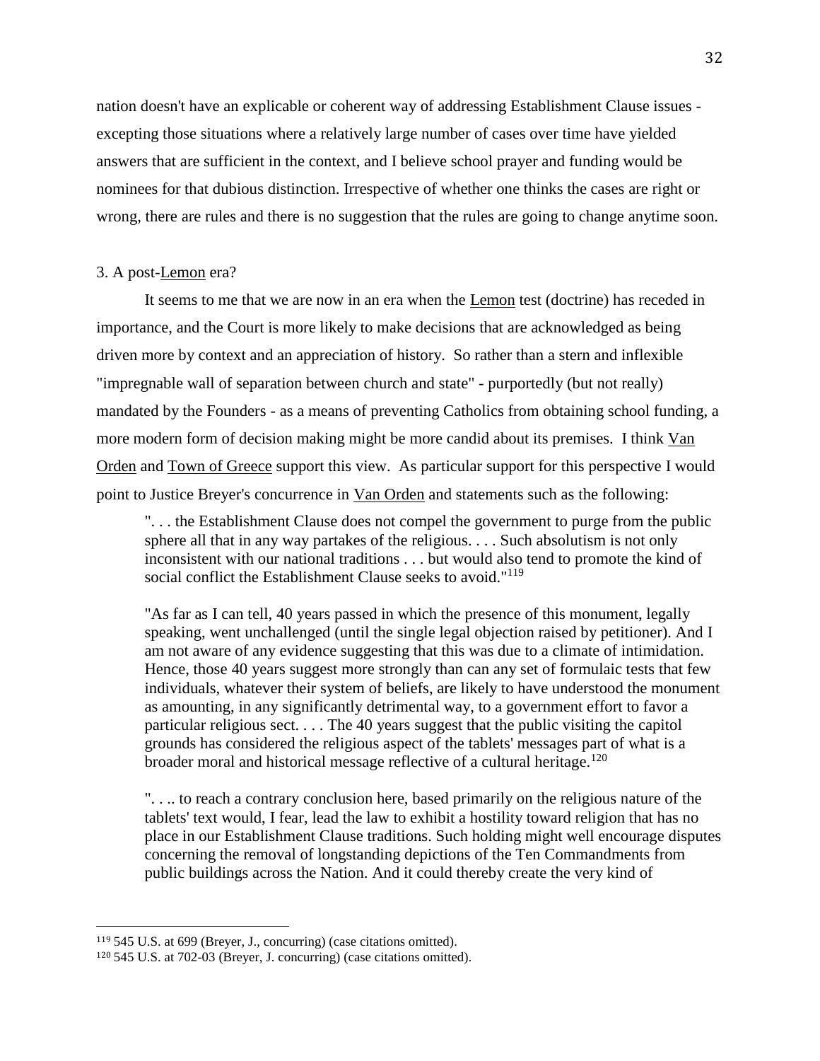nation doesn't have an explicable or coherent way of addressing Establishment Clause issues - excepting those situations where a relatively large number of cases over time have yielded answers that are sufficient in the context, and I believe school prayer and funding would be nominees for that dubious distinction. Irrespective of whether one thinks the cases are right or wrong, there are rules and there is no suggestion that the rules are going to change anytime soon.

### 3. A post-Lemon era?

It seems to me that we are now in an era when the Lemon test (doctrine) has receded in importance, and the Court is more likely to make decisions that are acknowledged as being driven more by context and an appreciation of history. So rather than a stern and inflexible "impregnable wall of separation between church and state" - purportedly (but not really) mandated by the Founders - as a means of preventing Catholics from obtaining school funding, a more modern form of decision making might be more candid about its premises. I think Van Orden and Town of Greece support this view. As particular support for this perspective I would point to Justice Breyer's concurrence in Van Orden and statements such as the following:

> ". . . the Establishment Clause does not compel the government to purge from the public sphere all that in any way partakes of the religious. . . . Such absolutism is not only inconsistent with our national traditions . . . but would also tend to promote the kind of social conflict the Establishment Clause seeks to avoid."[119]

> "As far as I can tell, 40 years passed in which the presence of this monument, legally speaking, went unchallenged (until the single legal objection raised by petitioner). And I am not aware of any evidence suggesting that this was due to a climate of intimidation. Hence, those 40 years suggest more strongly than can any set of formulaic tests that few individuals, whatever their system of beliefs, are likely to have understood the monument as amounting, in any significantly detrimental way, to a government effort to favor a particular religious sect. . . . The 40 years suggest that the public visiting the capitol grounds has considered the religious aspect of the tablets' messages part of what is a broader moral and historical message reflective of a cultural heritage.[120]

> ". . .. to reach a contrary conclusion here, based primarily on the religious nature of the tablets' text would, I fear, lead the law to exhibit a hostility toward religion that has no place in our Establishment Clause traditions. Such holding might well encourage disputes concerning the removal of longstanding depictions of the Ten Commandments from public buildings across the Nation. And it could thereby create the very kind of

---

[119] 545 U.S. at 699 (Breyer, J., concurring) (case citations omitted).

[120] 545 U.S. at 702-03 (Breyer, J. concurring) (case citations omitted).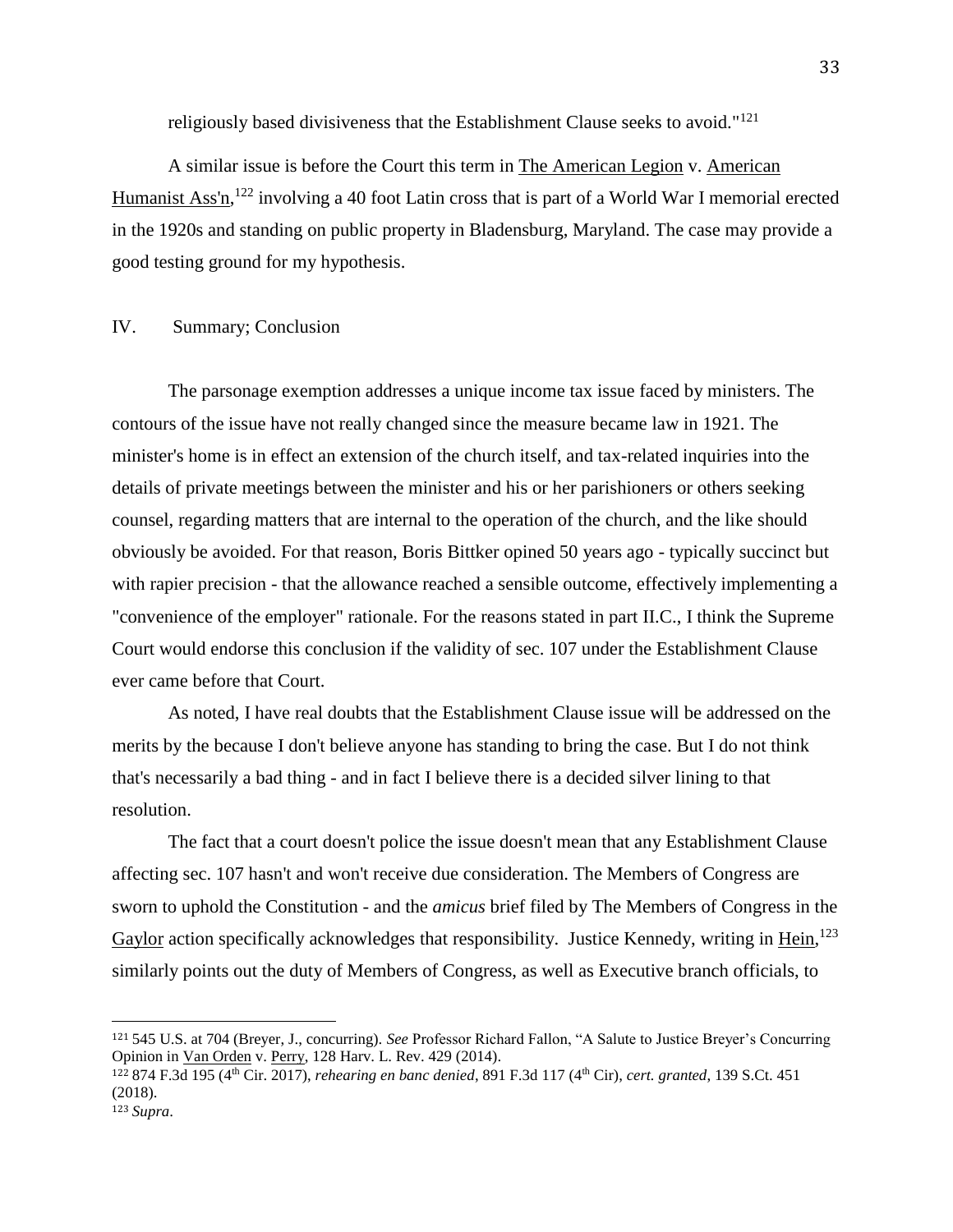religiously based divisiveness that the Establishment Clause seeks to avoid."[121]

A similar issue is before the Court this term in The American Legion v. American Humanist Ass'n,[122] involving a 40 foot Latin cross that is part of a World War I memorial erected in the 1920s and standing on public property in Bladensburg, Maryland. The case may provide a good testing ground for my hypothesis.

## IV. Summary; Conclusion

The parsonage exemption addresses a unique income tax issue faced by ministers. The contours of the issue have not really changed since the measure became law in 1921. The minister's home is in effect an extension of the church itself, and tax-related inquiries into the details of private meetings between the minister and his or her parishioners or others seeking counsel, regarding matters that are internal to the operation of the church, and the like should obviously be avoided. For that reason, Boris Bittker opined 50 years ago - typically succinct but with rapier precision - that the allowance reached a sensible outcome, effectively implementing a "convenience of the employer" rationale. For the reasons stated in part II.C., I think the Supreme Court would endorse this conclusion if the validity of sec. 107 under the Establishment Clause ever came before that Court.

As noted, I have real doubts that the Establishment Clause issue will be addressed on the merits by the because I don't believe anyone has standing to bring the case. But I do not think that's necessarily a bad thing - and in fact I believe there is a decided silver lining to that resolution.

The fact that a court doesn't police the issue doesn't mean that any Establishment Clause affecting sec. 107 hasn't and won't receive due consideration. The Members of Congress are sworn to uphold the Constitution - and the *amicus* brief filed by The Members of Congress in the Gaylor action specifically acknowledges that responsibility. Justice Kennedy, writing in Hein,[123] similarly points out the duty of Members of Congress, as well as Executive branch officials, to

---

[121] 545 U.S. at 704 (Breyer, J., concurring). *See* Professor Richard Fallon, "A Salute to Justice Breyer's Concurring Opinion in Van Orden v. Perry, 128 Harv. L. Rev. 429 (2014).

[122] 874 F.3d 195 (4th Cir. 2017), *rehearing en banc denied*, 891 F.3d 117 (4th Cir), *cert. granted*, 139 S.Ct. 451 (2018).

[123] *Supra*.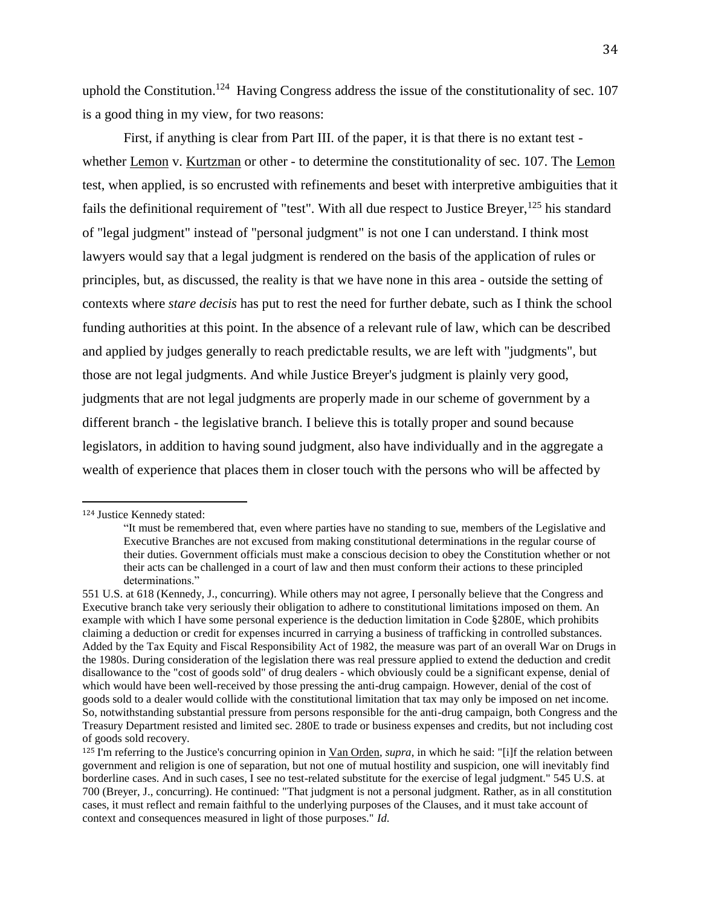uphold the Constitution.[124] Having Congress address the issue of the constitutionality of sec. 107 is a good thing in my view, for two reasons:

First, if anything is clear from Part III. of the paper, it is that there is no extant test - whether Lemon v. Kurtzman or other - to determine the constitutionality of sec. 107. The Lemon test, when applied, is so encrusted with refinements and beset with interpretive ambiguities that it fails the definitional requirement of "test". With all due respect to Justice Breyer,[125] his standard of "legal judgment" instead of "personal judgment" is not one I can understand. I think most lawyers would say that a legal judgment is rendered on the basis of the application of rules or principles, but, as discussed, the reality is that we have none in this area - outside the setting of contexts where *stare decisis* has put to rest the need for further debate, such as I think the school funding authorities at this point. In the absence of a relevant rule of law, which can be described and applied by judges generally to reach predictable results, we are left with "judgments", but those are not legal judgments. And while Justice Breyer's judgment is plainly very good, judgments that are not legal judgments are properly made in our scheme of government by a different branch - the legislative branch. I believe this is totally proper and sound because legislators, in addition to having sound judgment, also have individually and in the aggregate a wealth of experience that places them in closer touch with the persons who will be affected by

---

[124] Justice Kennedy stated:

> "It must be remembered that, even where parties have no standing to sue, members of the Legislative and Executive Branches are not excused from making constitutional determinations in the regular course of their duties. Government officials must make a conscious decision to obey the Constitution whether or not their acts can be challenged in a court of law and then must conform their actions to these principled determinations."

551 U.S. at 618 (Kennedy, J., concurring). While others may not agree, I personally believe that the Congress and Executive branch take very seriously their obligation to adhere to constitutional limitations imposed on them. An example with which I have some personal experience is the deduction limitation in Code §280E, which prohibits claiming a deduction or credit for expenses incurred in carrying a business of trafficking in controlled substances. Added by the Tax Equity and Fiscal Responsibility Act of 1982, the measure was part of an overall War on Drugs in the 1980s. During consideration of the legislation there was real pressure applied to extend the deduction and credit disallowance to the "cost of goods sold" of drug dealers - which obviously could be a significant expense, denial of which would have been well-received by those pressing the anti-drug campaign. However, denial of the cost of goods sold to a dealer would collide with the constitutional limitation that tax may only be imposed on net income. So, notwithstanding substantial pressure from persons responsible for the anti-drug campaign, both Congress and the Treasury Department resisted and limited sec. 280E to trade or business expenses and credits, but not including cost of goods sold recovery.

[125] I'm referring to the Justice's concurring opinion in Van Orden, *supra*, in which he said: "[i]f the relation between government and religion is one of separation, but not one of mutual hostility and suspicion, one will inevitably find borderline cases. And in such cases, I see no test-related substitute for the exercise of legal judgment." 545 U.S. at 700 (Breyer, J., concurring). He continued: "That judgment is not a personal judgment. Rather, as in all constitution cases, it must reflect and remain faithful to the underlying purposes of the Clauses, and it must take account of context and consequences measured in light of those purposes." *Id.*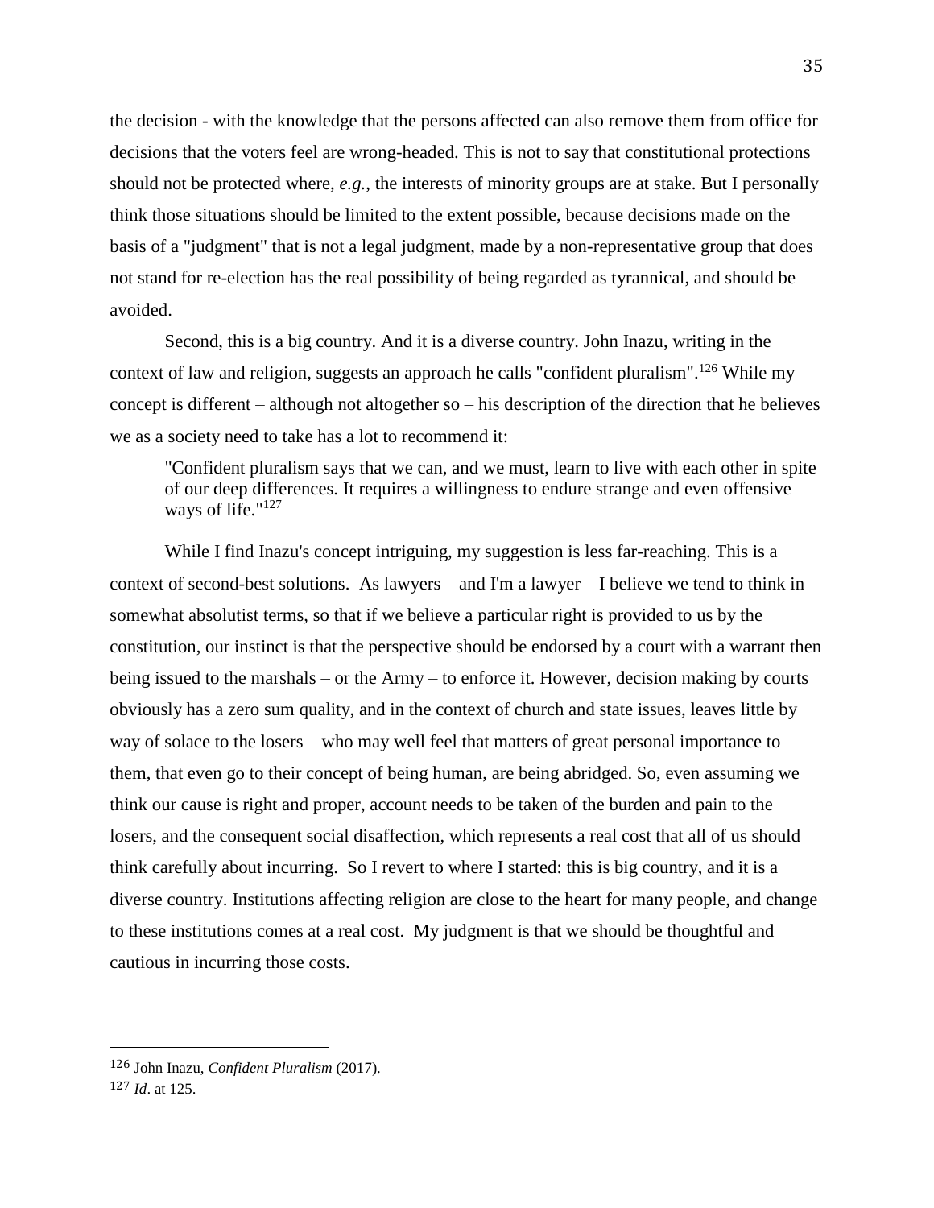the decision - with the knowledge that the persons affected can also remove them from office for decisions that the voters feel are wrong-headed. This is not to say that constitutional protections should not be protected where, *e.g.*, the interests of minority groups are at stake. But I personally think those situations should be limited to the extent possible, because decisions made on the basis of a "judgment" that is not a legal judgment, made by a non-representative group that does not stand for re-election has the real possibility of being regarded as tyrannical, and should be avoided.

Second, this is a big country. And it is a diverse country. John Inazu, writing in the context of law and religion, suggests an approach he calls "confident pluralism".[126] While my concept is different – although not altogether so – his description of the direction that he believes we as a society need to take has a lot to recommend it:

> "Confident pluralism says that we can, and we must, learn to live with each other in spite of our deep differences. It requires a willingness to endure strange and even offensive ways of life."[127]

While I find Inazu's concept intriguing, my suggestion is less far-reaching. This is a context of second-best solutions. As lawyers – and I'm a lawyer – I believe we tend to think in somewhat absolutist terms, so that if we believe a particular right is provided to us by the constitution, our instinct is that the perspective should be endorsed by a court with a warrant then being issued to the marshals – or the Army – to enforce it. However, decision making by courts obviously has a zero sum quality, and in the context of church and state issues, leaves little by way of solace to the losers – who may well feel that matters of great personal importance to them, that even go to their concept of being human, are being abridged. So, even assuming we think our cause is right and proper, account needs to be taken of the burden and pain to the losers, and the consequent social disaffection, which represents a real cost that all of us should think carefully about incurring. So I revert to where I started: this is big country, and it is a diverse country. Institutions affecting religion are close to the heart for many people, and change to these institutions comes at a real cost. My judgment is that we should be thoughtful and cautious in incurring those costs.

---

[126] John Inazu, *Confident Pluralism* (2017).

[127] *Id*. at 125.